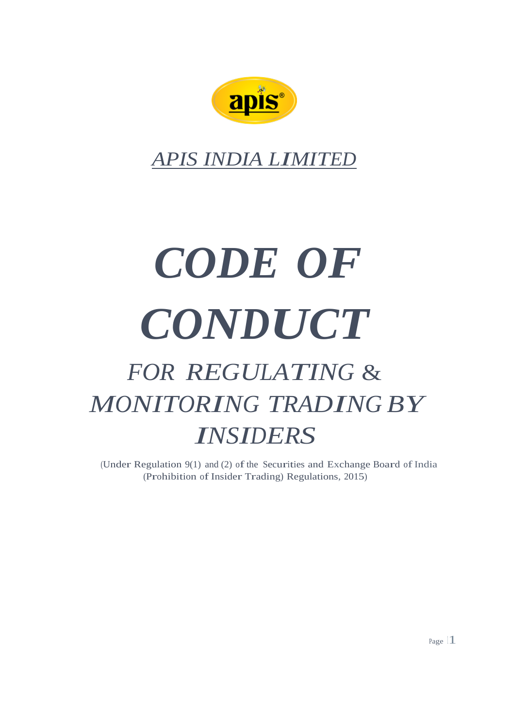*APIS INDIA LIMITED*

# *CODE OF CONDUCT*

## *FOR REGULATING & MONITORING TRADING BY INSIDERS*

(Under Regulation 9(1) and (2) of the Securities and Exchange Board of India (Prohibition of Insider Trading) Regulations, 2015)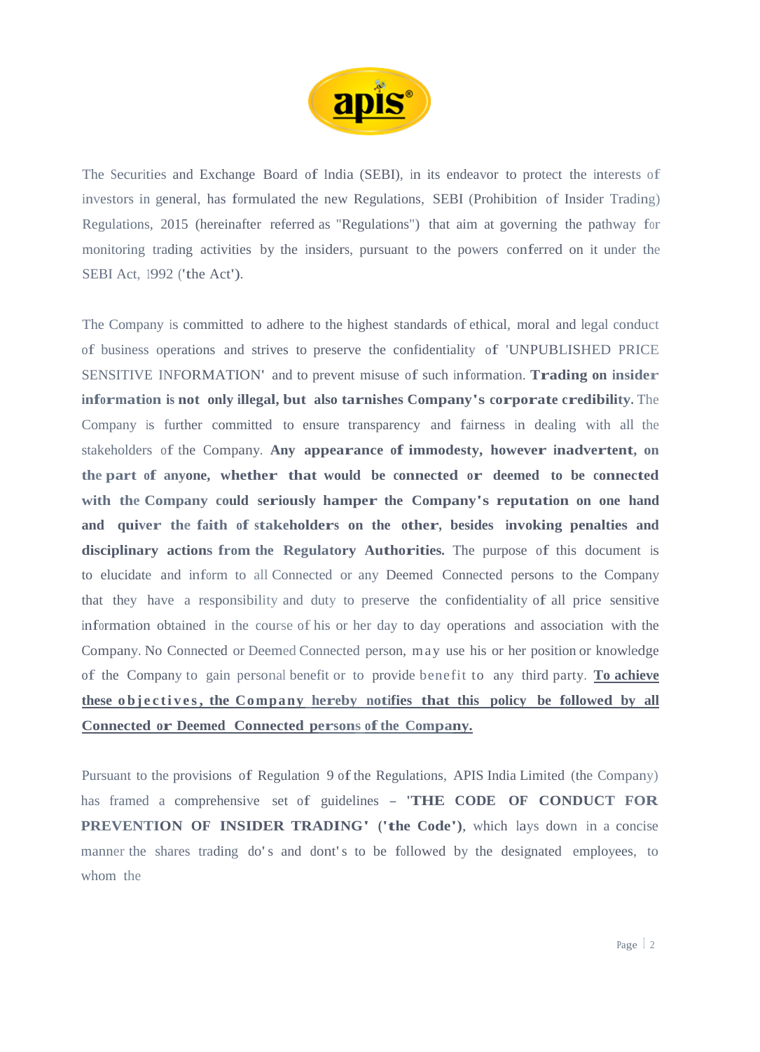The Securities and Exchange Board of India (SEBI), in its endeavor to protect the interests of investors in general, has formulated the new Regulations, SEBI (Prohibition of Insider Trading) Regulations, 2015 (hereinafter referred as "Regulations") that aim at governing the pathway for monitoring trading activities by the insiders, pursuant to the powers conferred on it under the SEBI Act, 1992 ('the Act').

The Company is committed to adhere to the highest standards of ethical, moral and legal conduct of business operations and strives to preserve the confidentiality of 'UNPUBLISHED PRICE SENSITIVE INFORMATION' and to prevent misuse of such information. **Trading on insider information is not only illegal, but also tarnishes Company's corporate credibility.** The Company is further committed to ensure transparency and fairness in dealing with all the stakeholders of the Company. **Any appearance of immodesty, however inadvertent, on the part of anyone, whether that would be connected or deemed to be connected with the Company could seriously hamper the Company's reputation on one hand and quiver the faith of stakeholders on the other, besides invoking penalties and disciplinary actions from the Regulatory Authorities.** The purpose of this document is to elucidate and inform to all Connected or any Deemed Connected persons to the Company that they have a responsibility and duty to preserve the confidentiality of all price sensitive information obtained in the course of his or her day to day operations and association with the Company. No Connected or Deemed Connected person, may use his or her position or knowledge of the Company to gain personal benefit or to provide benefit to any third party. **To achieve these objectives, the Company hereby notifies that this policy be followed by all Connected or Deemed Connected persons of the Company.**

Pursuant to the provisions of Regulation 9 of the Regulations, APIS India Limited (the Company) has framed a comprehensive set of guidelines – **'THE CODE OF CONDUCT FOR PREVENTION OF INSIDER TRADING' ('the Code')**, which lays down in a concise manner the shares trading do's and dont's to be followed by the designated employees, to whom the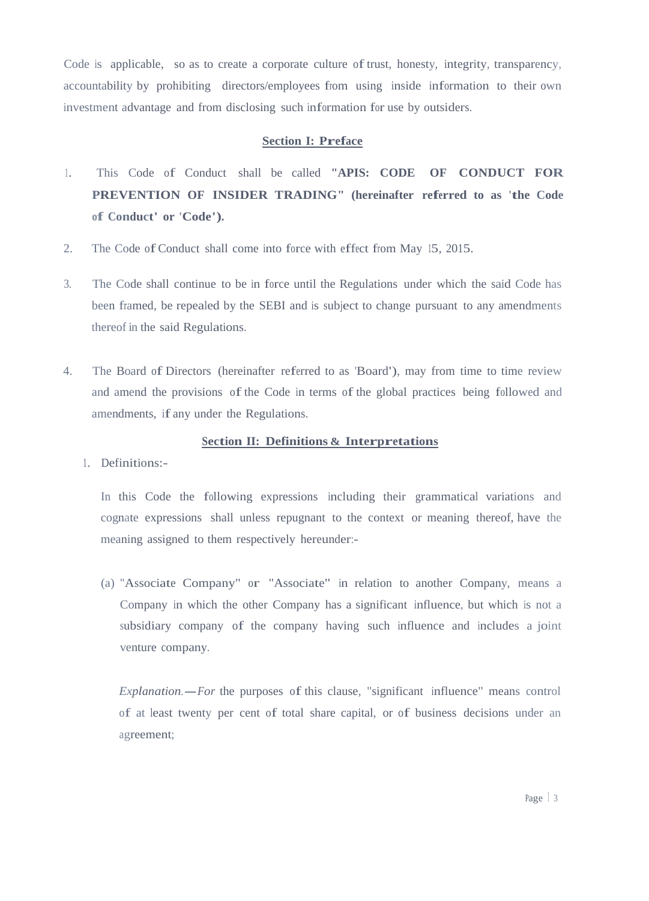Code is applicable, so as to create a corporate culture of trust, honesty, integrity, transparency, accountability by prohibiting directors/employees from using inside information to their own investment advantage and from disclosing such information for use by outsiders.

## Section I: Preface

1. This Code of Conduct shall be called **"APIS: CODE OF CONDUCT FOR PREVENTION OF INSIDER TRADING" (hereinafter referred to as 'the Code of Conduct' or 'Code').**

2. The Code of Conduct shall come into force with effect from May 15, 2015.

3. The Code shall continue to be in force until the Regulations under which the said Code has been framed, be repealed by the SEBI and is subject to change pursuant to any amendments thereof in the said Regulations.

4. The Board of Directors (hereinafter referred to as 'Board'), may from time to time review and amend the provisions of the Code in terms of the global practices being followed and amendments, if any under the Regulations.

## Section II: Definitions & Interpretations

1. Definitions:-

   In this Code the following expressions including their grammatical variations and cognate expressions shall unless repugnant to the context or meaning thereof, have the meaning assigned to them respectively hereunder:-

   (a) "Associate Company" or "Associate" in relation to another Company, means a Company in which the other Company has a significant influence, but which is not a subsidiary company of the company having such influence and includes a joint venture company.

   *Explanation.—For* the purposes of this clause, "significant influence" means control of at least twenty per cent of total share capital, or of business decisions under an agreement;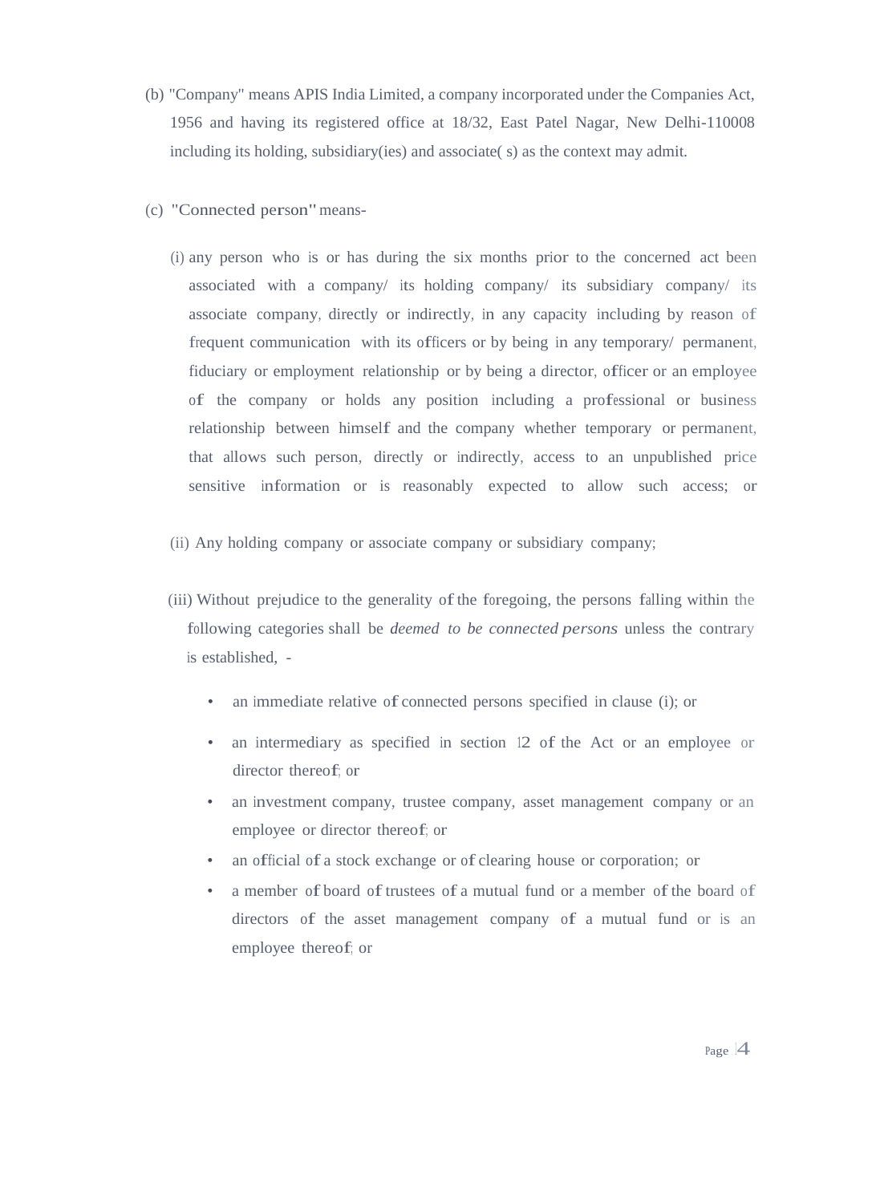(b) "Company" means APIS India Limited, a company incorporated under the Companies Act, 1956 and having its registered office at 18/32, East Patel Nagar, New Delhi-110008 including its holding, subsidiary(ies) and associate( s) as the context may admit.

(c) "Connected person" means-

(i) any person who is or has during the six months prior to the concerned act been associated with a company/ its holding company/ its subsidiary company/ its associate company, directly or indirectly, in any capacity including by reason of frequent communication with its officers or by being in any temporary/ permanent, fiduciary or employment relationship or by being a director, officer or an employee of the company or holds any position including a professional or business relationship between himself and the company whether temporary or permanent, that allows such person, directly or indirectly, access to an unpublished price sensitive information or is reasonably expected to allow such access; or

(ii) Any holding company or associate company or subsidiary company;

(iii) Without prejudice to the generality of the foregoing, the persons falling within the following categories shall be *deemed to be connected persons* unless the contrary is established, -

- an immediate relative of connected persons specified in clause (i); or
- an intermediary as specified in section 12 of the Act or an employee or director thereof; or
- an investment company, trustee company, asset management company or an employee or director thereof; or
- an official of a stock exchange or of clearing house or corporation; or
- a member of board of trustees of a mutual fund or a member of the board of directors of the asset management company of a mutual fund or is an employee thereof; or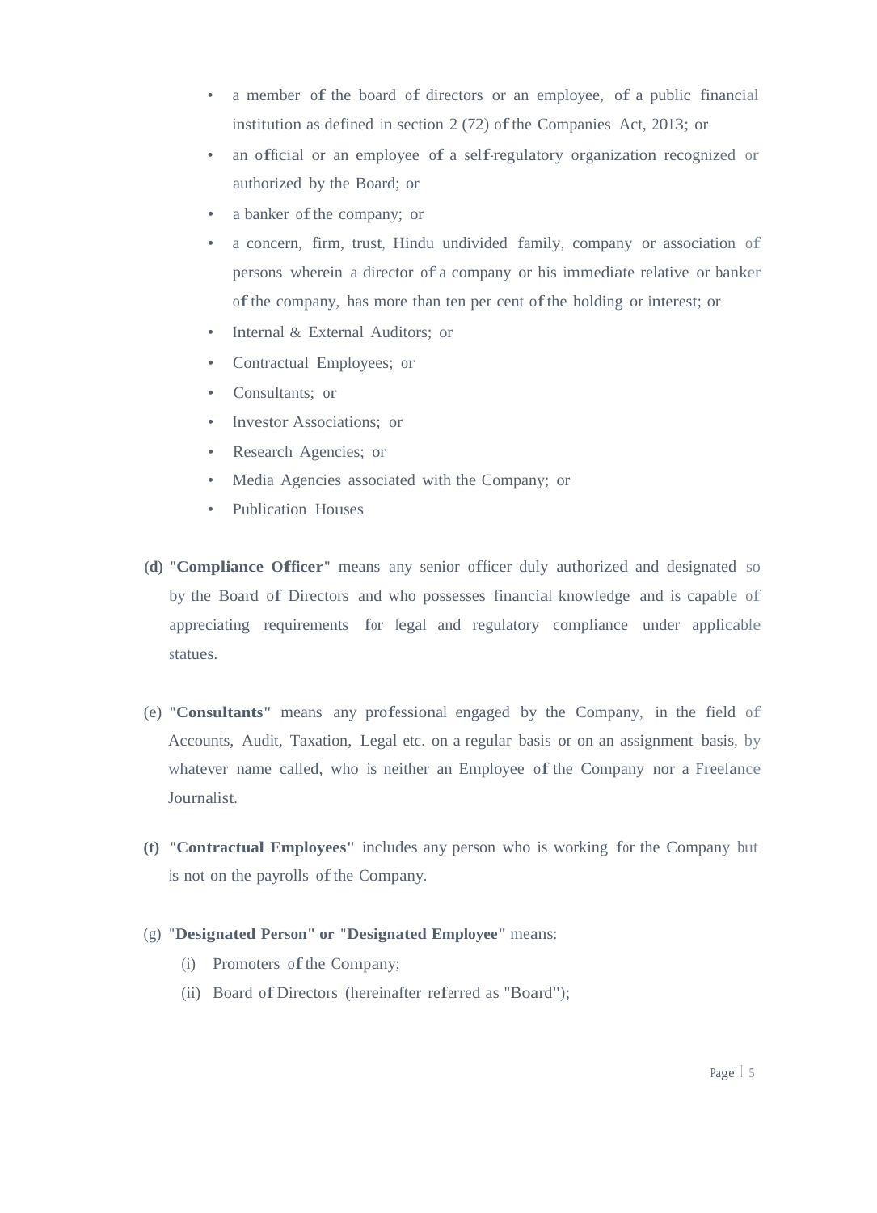- a member of the board of directors or an employee, of a public financial institution as defined in section 2 (72) of the Companies Act, 2013; or
- an official or an employee of a self-regulatory organization recognized or authorized by the Board; or
- a banker of the company; or
- a concern, firm, trust, Hindu undivided family, company or association of persons wherein a director of a company or his immediate relative or banker of the company, has more than ten per cent of the holding or interest; or
- Internal & External Auditors; or
- Contractual Employees; or
- Consultants; or
- Investor Associations; or
- Research Agencies; or
- Media Agencies associated with the Company; or
- Publication Houses

**(d)** "**Compliance Officer**" means any senior officer duly authorized and designated so by the Board of Directors and who possesses financial knowledge and is capable of appreciating requirements for legal and regulatory compliance under applicable statues.

(e) "**Consultants"** means any professional engaged by the Company, in the field of Accounts, Audit, Taxation, Legal etc. on a regular basis or on an assignment basis, by whatever name called, who is neither an Employee of the Company nor a Freelance Journalist.

**(t)** "**Contractual Employees"** includes any person who is working for the Company but is not on the payrolls of the Company.

(g) "**Designated Person" or** "**Designated Employee"** means:

(i) Promoters of the Company;

(ii) Board of Directors (hereinafter referred as "Board");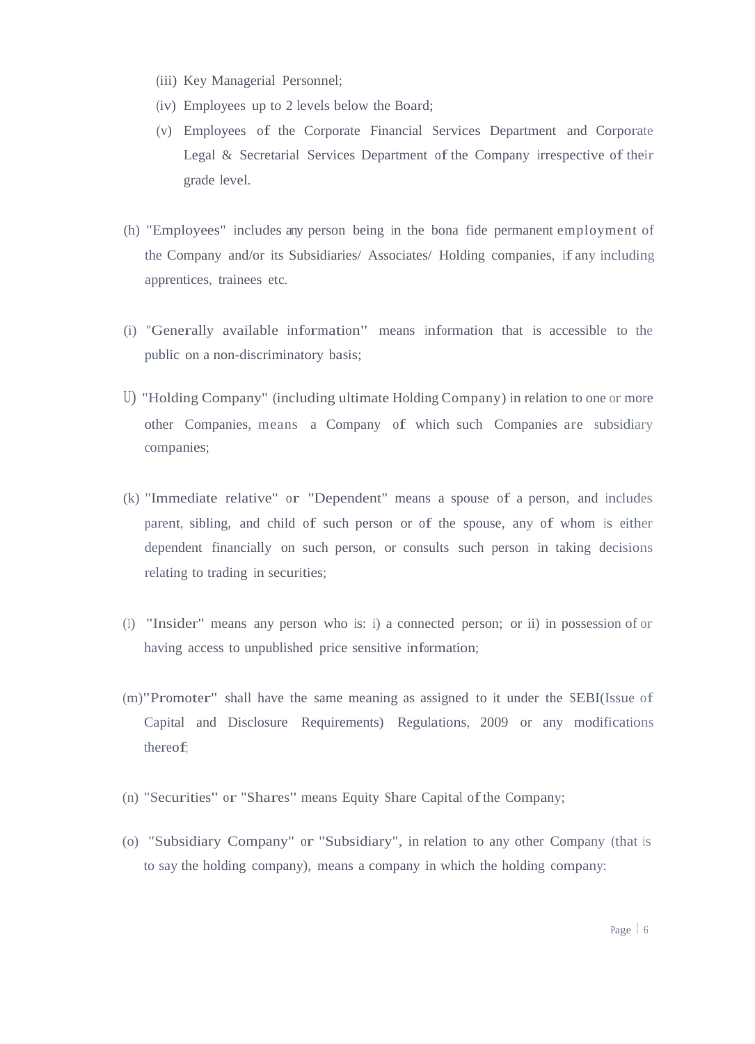(iii) Key Managerial Personnel;

(iv) Employees up to 2 levels below the Board;

(v) Employees of the Corporate Financial Services Department and Corporate Legal & Secretarial Services Department of the Company irrespective of their grade level.

(h) "Employees" includes any person being in the bona fide permanent employment of the Company and/or its Subsidiaries/ Associates/ Holding companies, if any including apprentices, trainees etc.

(i) "Generally available information" means information that is accessible to the public on a non-discriminatory basis;

U) "Holding Company" (including ultimate Holding Company) in relation to one or more other Companies, means a Company of which such Companies are subsidiary companies;

(k) "Immediate relative" or "Dependent" means a spouse of a person, and includes parent, sibling, and child of such person or of the spouse, any of whom is either dependent financially on such person, or consults such person in taking decisions relating to trading in securities;

(l) "Insider" means any person who is: i) a connected person; or ii) in possession of or having access to unpublished price sensitive information;

(m) "Promoter" shall have the same meaning as assigned to it under the SEBI(Issue of Capital and Disclosure Requirements) Regulations, 2009 or any modifications thereof;

(n) "Securities" or "Shares" means Equity Share Capital of the Company;

(o) "Subsidiary Company" or "Subsidiary", in relation to any other Company (that is to say the holding company), means a company in which the holding company: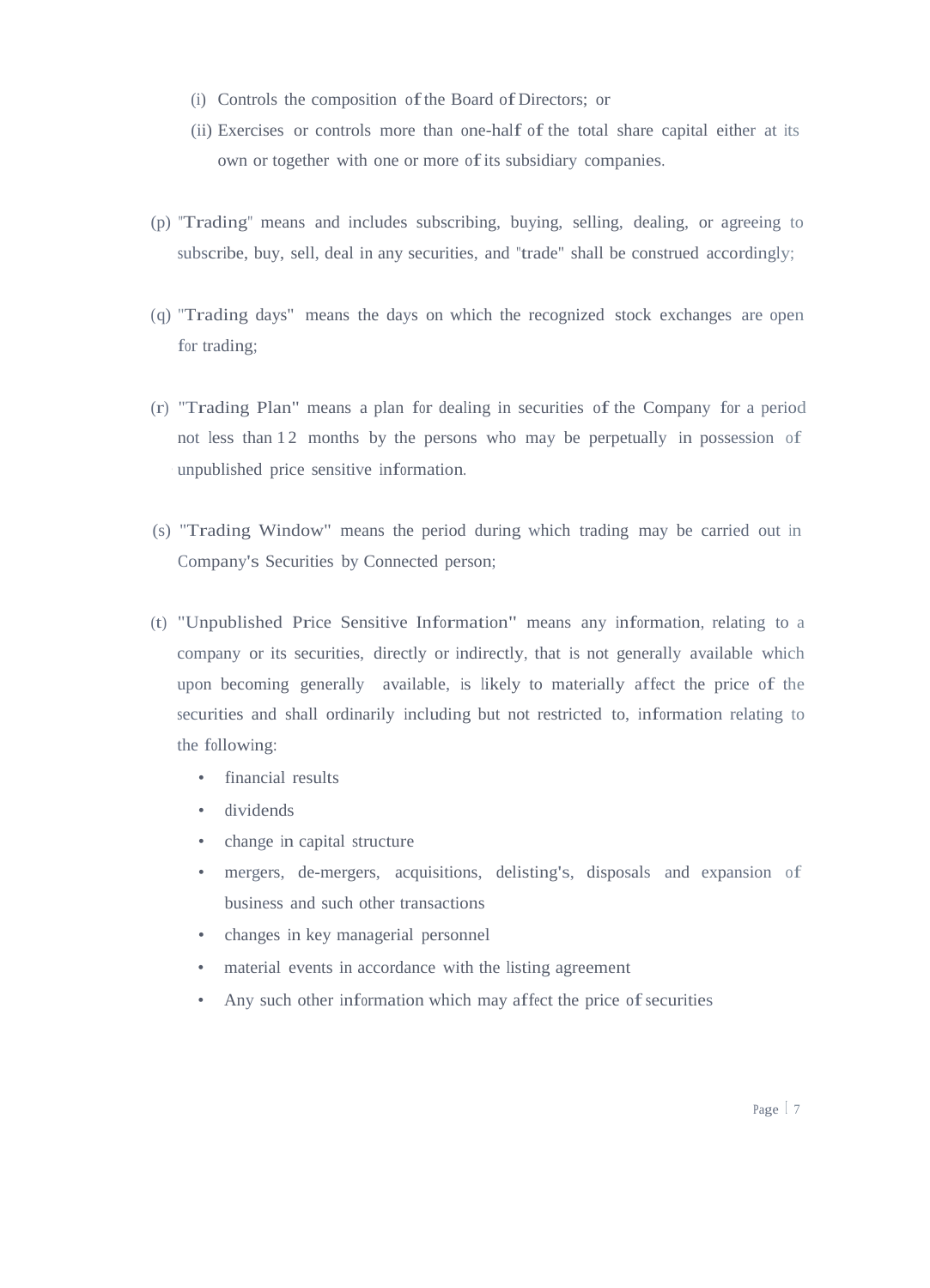(i) Controls the composition of the Board of Directors; or

(ii) Exercises or controls more than one-half of the total share capital either at its own or together with one or more of its subsidiary companies.

(p) "Trading" means and includes subscribing, buying, selling, dealing, or agreeing to subscribe, buy, sell, deal in any securities, and "trade" shall be construed accordingly;

(q) "Trading days" means the days on which the recognized stock exchanges are open for trading;

(r) "Trading Plan" means a plan for dealing in securities of the Company for a period not less than 12 months by the persons who may be perpetually in possession of unpublished price sensitive information.

(s) "Trading Window" means the period during which trading may be carried out in Company's Securities by Connected person;

(t) "Unpublished Price Sensitive Information" means any information, relating to a company or its securities, directly or indirectly, that is not generally available which upon becoming generally available, is likely to materially affect the price of the securities and shall ordinarily including but not restricted to, information relating to the following:

- financial results
- dividends
- change in capital structure
- mergers, de-mergers, acquisitions, delisting's, disposals and expansion of business and such other transactions
- changes in key managerial personnel
- material events in accordance with the listing agreement
- Any such other information which may affect the price of securities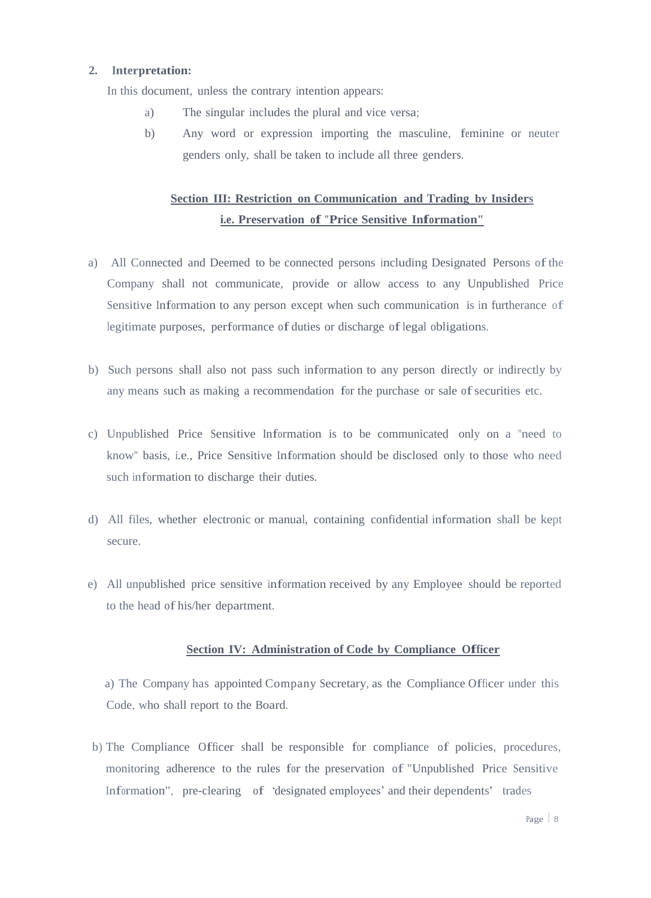**2. Interpretation:**

In this document, unless the contrary intention appears:

a) The singular includes the plural and vice versa;

b) Any word or expression importing the masculine, feminine or neuter genders only, shall be taken to include all three genders.

## Section III: Restriction on Communication and Trading by Insiders i.e. Preservation of "Price Sensitive Information"

a) All Connected and Deemed to be connected persons including Designated Persons of the Company shall not communicate, provide or allow access to any Unpublished Price Sensitive Information to any person except when such communication is in furtherance of legitimate purposes, performance of duties or discharge of legal obligations.

b) Such persons shall also not pass such information to any person directly or indirectly by any means such as making a recommendation for the purchase or sale of securities etc.

c) Unpublished Price Sensitive Information is to be communicated only on a "need to know" basis, i.e., Price Sensitive Information should be disclosed only to those who need such information to discharge their duties.

d) All files, whether electronic or manual, containing confidential information shall be kept secure.

e) All unpublished price sensitive information received by any Employee should be reported to the head of his/her department.

## Section IV: Administration of Code by Compliance Officer

a) The Company has appointed Company Secretary, as the Compliance Officer under this Code, who shall report to the Board.

b) The Compliance Officer shall be responsible for compliance of policies, procedures, monitoring adherence to the rules for the preservation of "Unpublished Price Sensitive Information", pre-clearing of 'designated employees' and their dependents' trades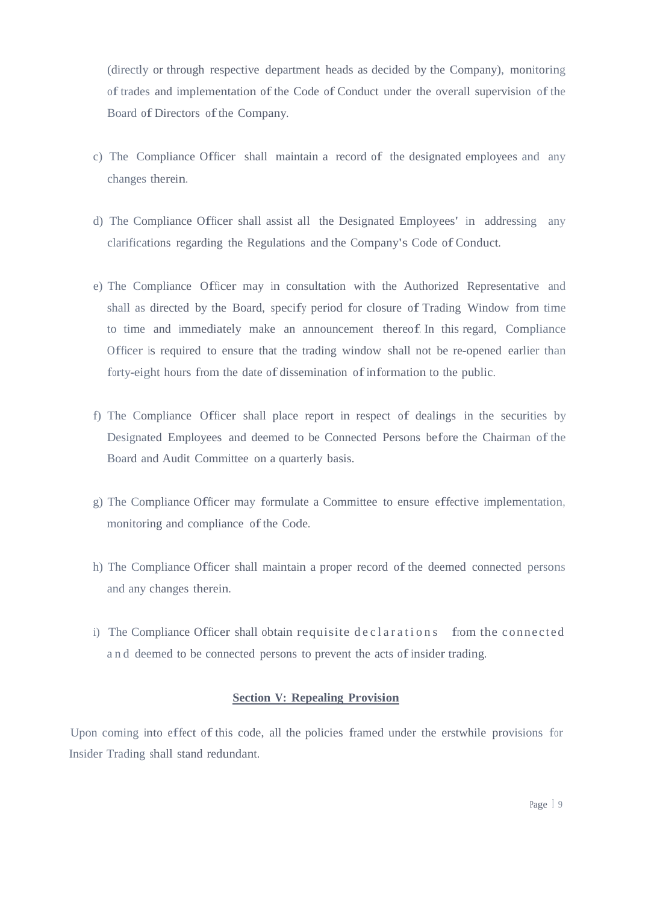(directly or through respective department heads as decided by the Company), monitoring of trades and implementation of the Code of Conduct under the overall supervision of the Board of Directors of the Company.

c) The Compliance Officer shall maintain a record of the designated employees and any changes therein.

d) The Compliance Officer shall assist all the Designated Employees' in addressing any clarifications regarding the Regulations and the Company's Code of Conduct.

e) The Compliance Officer may in consultation with the Authorized Representative and shall as directed by the Board, specify period for closure of Trading Window from time to time and immediately make an announcement thereof. In this regard, Compliance Officer is required to ensure that the trading window shall not be re-opened earlier than forty-eight hours from the date of dissemination of information to the public.

f) The Compliance Officer shall place report in respect of dealings in the securities by Designated Employees and deemed to be Connected Persons before the Chairman of the Board and Audit Committee on a quarterly basis.

g) The Compliance Officer may formulate a Committee to ensure effective implementation, monitoring and compliance of the Code.

h) The Compliance Officer shall maintain a proper record of the deemed connected persons and any changes therein.

i) The Compliance Officer shall obtain requisite declarations from the connected and deemed to be connected persons to prevent the acts of insider trading.

**<u>Section V: Repealing Provision</u>**

Upon coming into effect of this code, all the policies framed under the erstwhile provisions for Insider Trading shall stand redundant.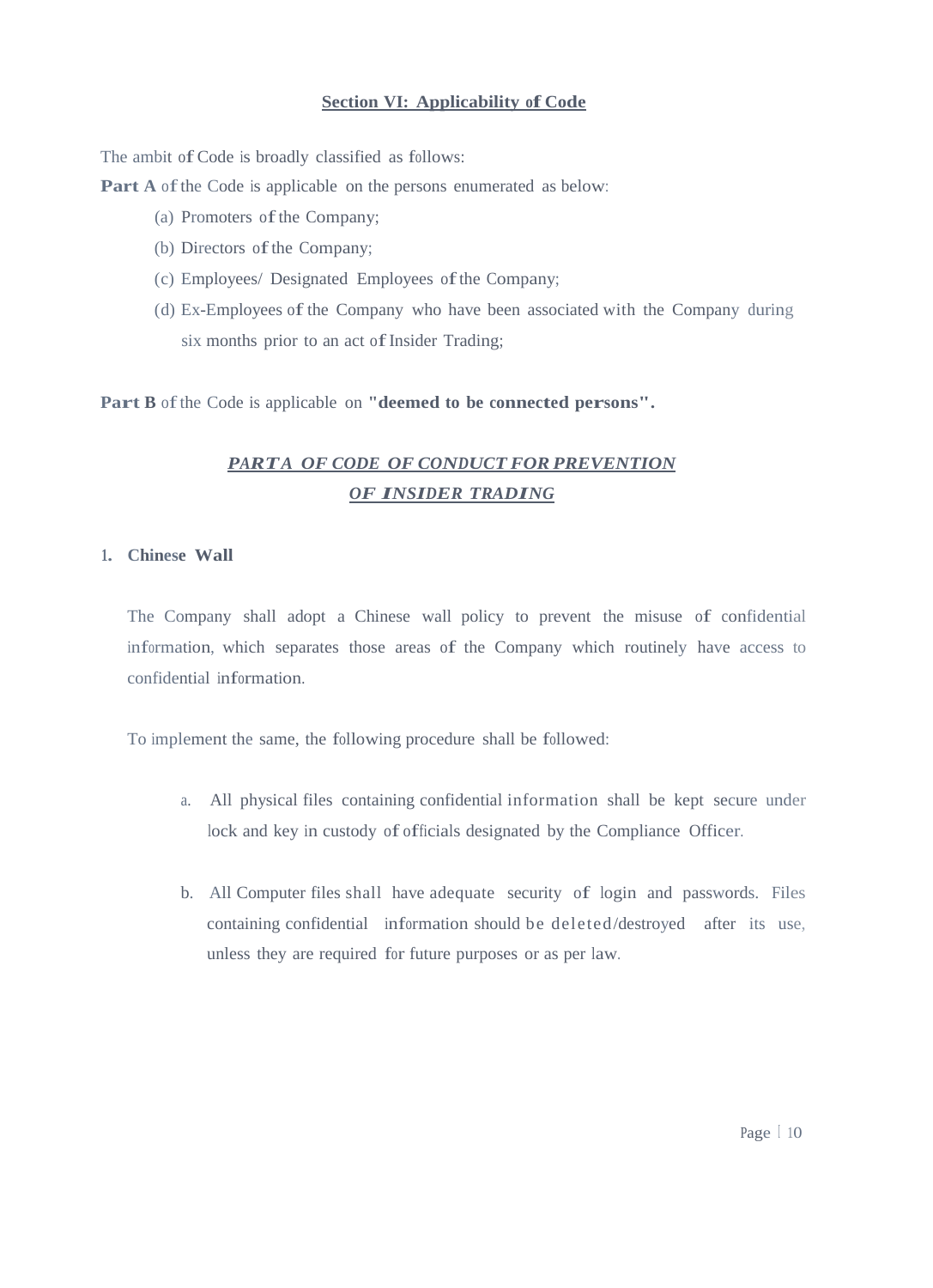## Section VI: Applicability of Code

The ambit of Code is broadly classified as follows:

**Part A** of the Code is applicable on the persons enumerated as below:

(a) Promoters of the Company;

(b) Directors of the Company;

(c) Employees/ Designated Employees of the Company;

(d) Ex-Employees of the Company who have been associated with the Company during six months prior to an act of Insider Trading;

**Part B** of the Code is applicable on **"deemed to be connected persons".**

## *PART A OF CODE OF CONDUCT FOR PREVENTION OF INSIDER TRADING*

### 1. Chinese Wall

The Company shall adopt a Chinese wall policy to prevent the misuse of confidential information, which separates those areas of the Company which routinely have access to confidential information.

To implement the same, the following procedure shall be followed:

a. All physical files containing confidential information shall be kept secure under lock and key in custody of officials designated by the Compliance Officer.

b. All Computer files shall have adequate security of login and passwords. Files containing confidential information should be deleted/destroyed after its use, unless they are required for future purposes or as per law.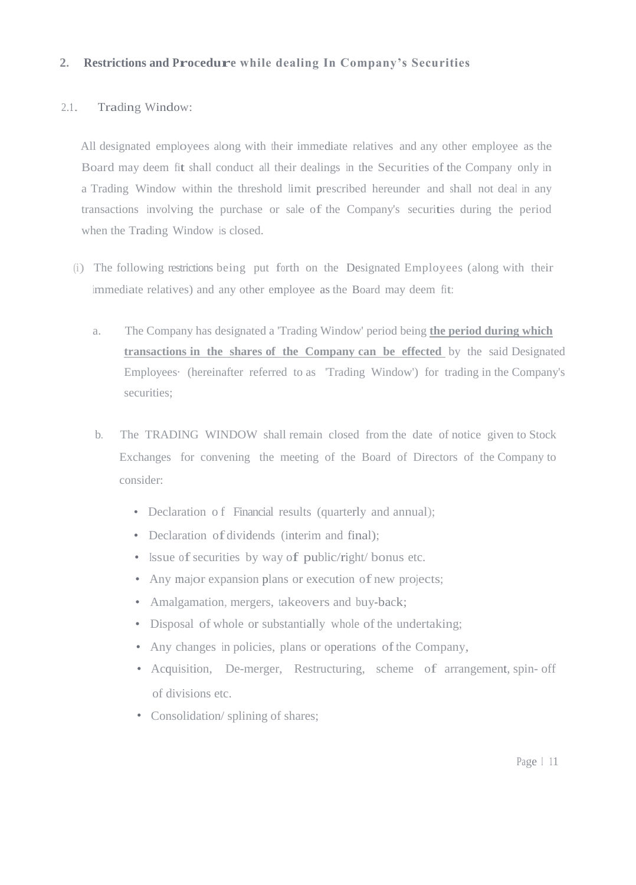## 2. Restrictions and Procedure while dealing In Company's Securities

### 2.1. Trading Window:

All designated employees along with their immediate relatives and any other employee as the Board may deem fit shall conduct all their dealings in the Securities of the Company only in a Trading Window within the threshold limit prescribed hereunder and shall not deal in any transactions involving the purchase or sale of the Company's securities during the period when the Trading Window is closed.

(i) The following restrictions being put forth on the Designated Employees (along with their immediate relatives) and any other employee as the Board may deem fit:

a. The Company has designated a 'Trading Window' period being **<u>the period during which transactions in the shares of the Company can be effected</u>** by the said Designated Employees· (hereinafter referred to as 'Trading Window') for trading in the Company's securities;

b. The TRADING WINDOW shall remain closed from the date of notice given to Stock Exchanges for convening the meeting of the Board of Directors of the Company to consider:

- Declaration of Financial results (quarterly and annual);
- Declaration of dividends (interim and final);
- Issue of securities by way of public/right/ bonus etc.
- Any major expansion plans or execution of new projects;
- Amalgamation, mergers, takeovers and buy-back;
- Disposal of whole or substantially whole of the undertaking;
- Any changes in policies, plans or operations of the Company,
- Acquisition, De-merger, Restructuring, scheme of arrangement, spin- off of divisions etc.
- Consolidation/ splining of shares;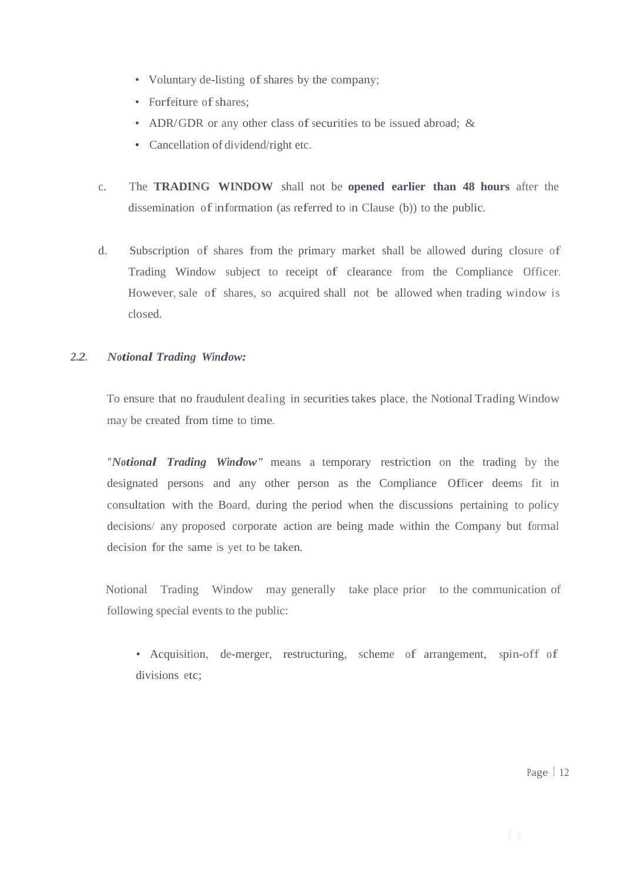- Voluntary de-listing of shares by the company;
- Forfeiture of shares;
- ADR/GDR or any other class of securities to be issued abroad; &
- Cancellation of dividend/right etc.

c. The **TRADING WINDOW** shall not be **opened earlier than 48 hours** after the dissemination of information (as referred to in Clause (b)) to the public.

d. Subscription of shares from the primary market shall be allowed during closure of Trading Window subject to receipt of clearance from the Compliance Officer. However, sale of shares, so acquired shall not be allowed when trading window is closed.

### 2.2. *Notional Trading Window:*

To ensure that no fraudulent dealing in securities takes place, the Notional Trading Window may be created from time to time.

***"Notional Trading Window"*** means a temporary restriction on the trading by the designated persons and any other person as the Compliance Officer deems fit in consultation with the Board, during the period when the discussions pertaining to policy decisions/ any proposed corporate action are being made within the Company but formal decision for the same is yet to be taken.

Notional Trading Window may generally take place prior to the communication of following special events to the public:

- Acquisition, de-merger, restructuring, scheme of arrangement, spin-off of divisions etc;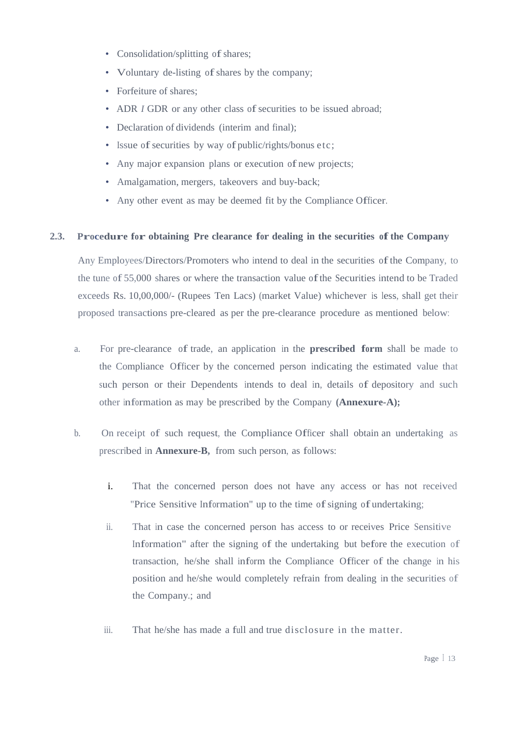- Consolidation/splitting of shares;
- Voluntary de-listing of shares by the company;
- Forfeiture of shares;
- ADR *I* GDR or any other class of securities to be issued abroad;
- Declaration of dividends (interim and final);
- Issue of securities by way of public/rights/bonus etc;
- Any major expansion plans or execution of new projects;
- Amalgamation, mergers, takeovers and buy-back;
- Any other event as may be deemed fit by the Compliance Officer.

### 2.3. Procedure for obtaining Pre clearance for dealing in the securities of the Company

Any Employees/Directors/Promoters who intend to deal in the securities of the Company, to the tune of 55,000 shares or where the transaction value of the Securities intend to be Traded exceeds Rs. 10,00,000/- (Rupees Ten Lacs) (market Value) whichever is less, shall get their proposed transactions pre-cleared as per the pre-clearance procedure as mentioned below:

a. For pre-clearance of trade, an application in the **prescribed form** shall be made to the Compliance Officer by the concerned person indicating the estimated value that such person or their Dependents intends to deal in, details of depository and such other information as may be prescribed by the Company **(Annexure-A);**

b. On receipt of such request, the Compliance Officer shall obtain an undertaking as prescribed in **Annexure-B,** from such person, as follows:

   i. That the concerned person does not have any access or has not received "Price Sensitive Information" up to the time of signing of undertaking;

   ii. That in case the concerned person has access to or receives Price Sensitive Information" after the signing of the undertaking but before the execution of transaction, he/she shall inform the Compliance Officer of the change in his position and he/she would completely refrain from dealing in the securities of the Company.; and

   iii. That he/she has made a full and true disclosure in the matter.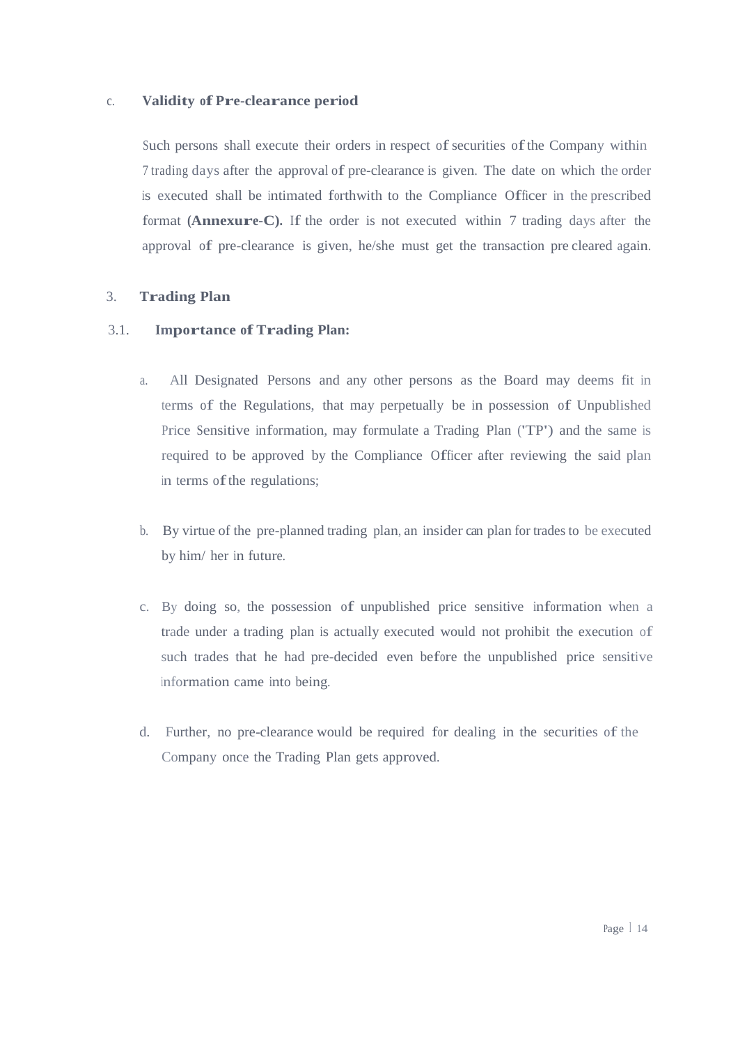c. **Validity of Pre-clearance period**

Such persons shall execute their orders in respect of securities of the Company within 7 trading days after the approval of pre-clearance is given. The date on which the order is executed shall be intimated forthwith to the Compliance Officer in the prescribed format **(Annexure-C).** If the order is not executed within 7 trading days after the approval of pre-clearance is given, he/she must get the transaction pre cleared again.

## 3. Trading Plan

### 3.1. Importance of Trading Plan:

a. All Designated Persons and any other persons as the Board may deems fit in terms of the Regulations, that may perpetually be in possession of Unpublished Price Sensitive information, may formulate a Trading Plan ('TP') and the same is required to be approved by the Compliance Officer after reviewing the said plan in terms of the regulations;

b. By virtue of the pre-planned trading plan, an insider can plan for trades to be executed by him/ her in future.

c. By doing so, the possession of unpublished price sensitive information when a trade under a trading plan is actually executed would not prohibit the execution of such trades that he had pre-decided even before the unpublished price sensitive information came into being.

d. Further, no pre-clearance would be required for dealing in the securities of the Company once the Trading Plan gets approved.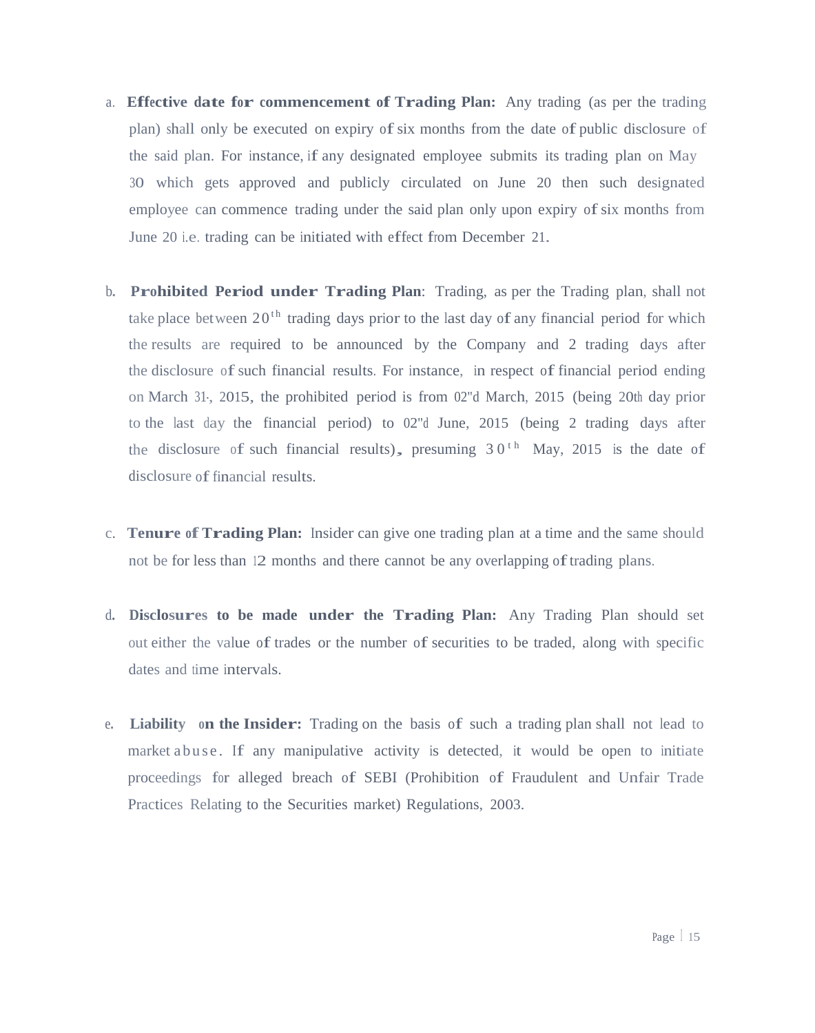a. **Effective date for commencement of Trading Plan:** Any trading (as per the trading plan) shall only be executed on expiry of six months from the date of public disclosure of the said plan. For instance, if any designated employee submits its trading plan on May 30 which gets approved and publicly circulated on June 20 then such designated employee can commence trading under the said plan only upon expiry of six months from June 20 i.e. trading can be initiated with effect from December 21.

b. **Prohibited Period under Trading Plan**: Trading, as per the Trading plan, shall not take place between 20th trading days prior to the last day of any financial period for which the results are required to be announced by the Company and 2 trading days after the disclosure of such financial results. For instance, in respect of financial period ending on March 31, 2015, the prohibited period is from 02nd March, 2015 (being 20th day prior to the last day the financial period) to 02nd June, 2015 (being 2 trading days after the disclosure of such financial results), presuming 30th May, 2015 is the date of disclosure of financial results.

c. **Tenure of Trading Plan:** Insider can give one trading plan at a time and the same should not be for less than 12 months and there cannot be any overlapping of trading plans.

d. **Disclosures to be made under the Trading Plan:** Any Trading Plan should set out either the value of trades or the number of securities to be traded, along with specific dates and time intervals.

e. **Liability on the Insider:** Trading on the basis of such a trading plan shall not lead to market abuse. If any manipulative activity is detected, it would be open to initiate proceedings for alleged breach of SEBI (Prohibition of Fraudulent and Unfair Trade Practices Relating to the Securities market) Regulations, 2003.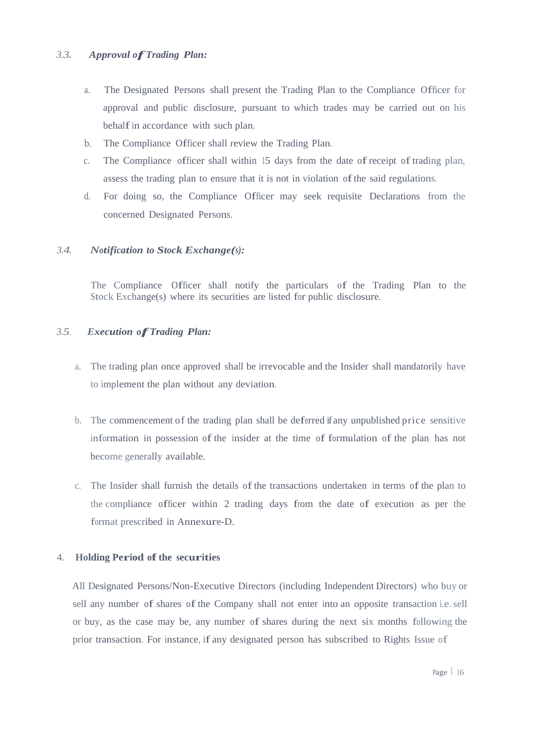### *3.3. Approval of Trading Plan:*

a. The Designated Persons shall present the Trading Plan to the Compliance Officer for approval and public disclosure, pursuant to which trades may be carried out on his behalf in accordance with such plan.

b. The Compliance Officer shall review the Trading Plan.

c. The Compliance officer shall within 15 days from the date of receipt of trading plan, assess the trading plan to ensure that it is not in violation of the said regulations.

d. For doing so, the Compliance Officer may seek requisite Declarations from the concerned Designated Persons.

### *3.4. Notification to Stock Exchange(s):*

The Compliance Officer shall notify the particulars of the Trading Plan to the Stock Exchange(s) where its securities are listed for public disclosure.

### *3.5. Execution of Trading Plan:*

a. The trading plan once approved shall be irrevocable and the Insider shall mandatorily have to implement the plan without any deviation.

b. The commencement of the trading plan shall be deferred if any unpublished price sensitive information in possession of the insider at the time of formulation of the plan has not become generally available.

c. The Insider shall furnish the details of the transactions undertaken in terms of the plan to the compliance officer within 2 trading days from the date of execution as per the format prescribed in Annexure-D.

## 4. **Holding Period of the securities**

All Designated Persons/Non-Executive Directors (including Independent Directors) who buy or sell any number of shares of the Company shall not enter into an opposite transaction i.e. sell or buy, as the case may be, any number of shares during the next six months following the prior transaction. For instance, if any designated person has subscribed to Rights Issue of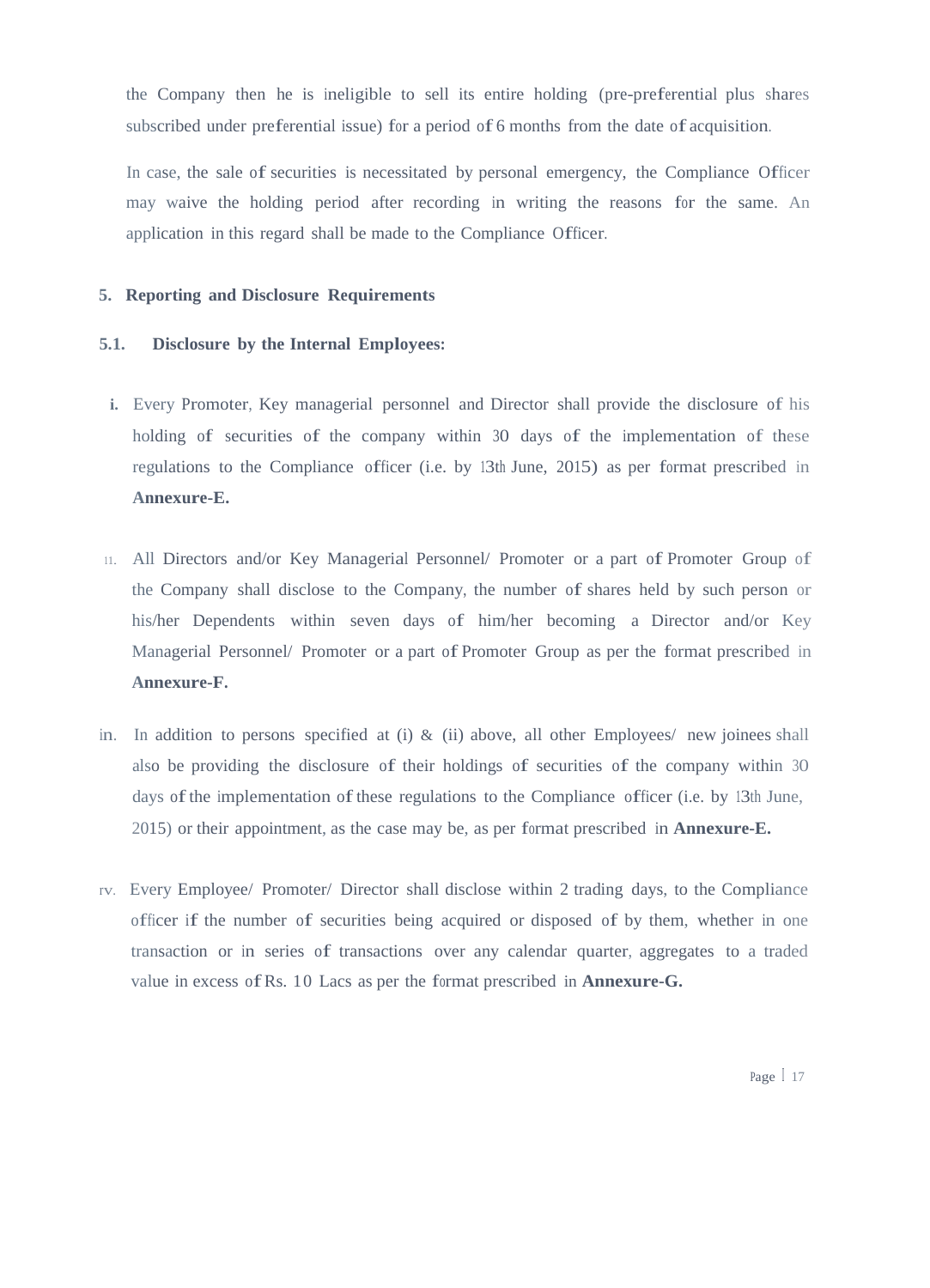the Company then he is ineligible to sell its entire holding (pre-preferential plus shares subscribed under preferential issue) for a period of 6 months from the date of acquisition.

In case, the sale of securities is necessitated by personal emergency, the Compliance Officer may waive the holding period after recording in writing the reasons for the same. An application in this regard shall be made to the Compliance Officer.

## 5. Reporting and Disclosure Requirements

### 5.1. Disclosure by the Internal Employees:

i. Every Promoter, Key managerial personnel and Director shall provide the disclosure of his holding of securities of the company within 30 days of the implementation of these regulations to the Compliance officer (i.e. by 13th June, 2015) as per format prescribed in **Annexure-E.**

ii. All Directors and/or Key Managerial Personnel/ Promoter or a part of Promoter Group of the Company shall disclose to the Company, the number of shares held by such person or his/her Dependents within seven days of him/her becoming a Director and/or Key Managerial Personnel/ Promoter or a part of Promoter Group as per the format prescribed in **Annexure-F.**

iii. In addition to persons specified at (i) & (ii) above, all other Employees/ new joinees shall also be providing the disclosure of their holdings of securities of the company within 30 days of the implementation of these regulations to the Compliance officer (i.e. by 13th June, 2015) or their appointment, as the case may be, as per format prescribed in **Annexure-E.**

iv. Every Employee/ Promoter/ Director shall disclose within 2 trading days, to the Compliance officer if the number of securities being acquired or disposed of by them, whether in one transaction or in series of transactions over any calendar quarter, aggregates to a traded value in excess of Rs. 10 Lacs as per the format prescribed in **Annexure-G.**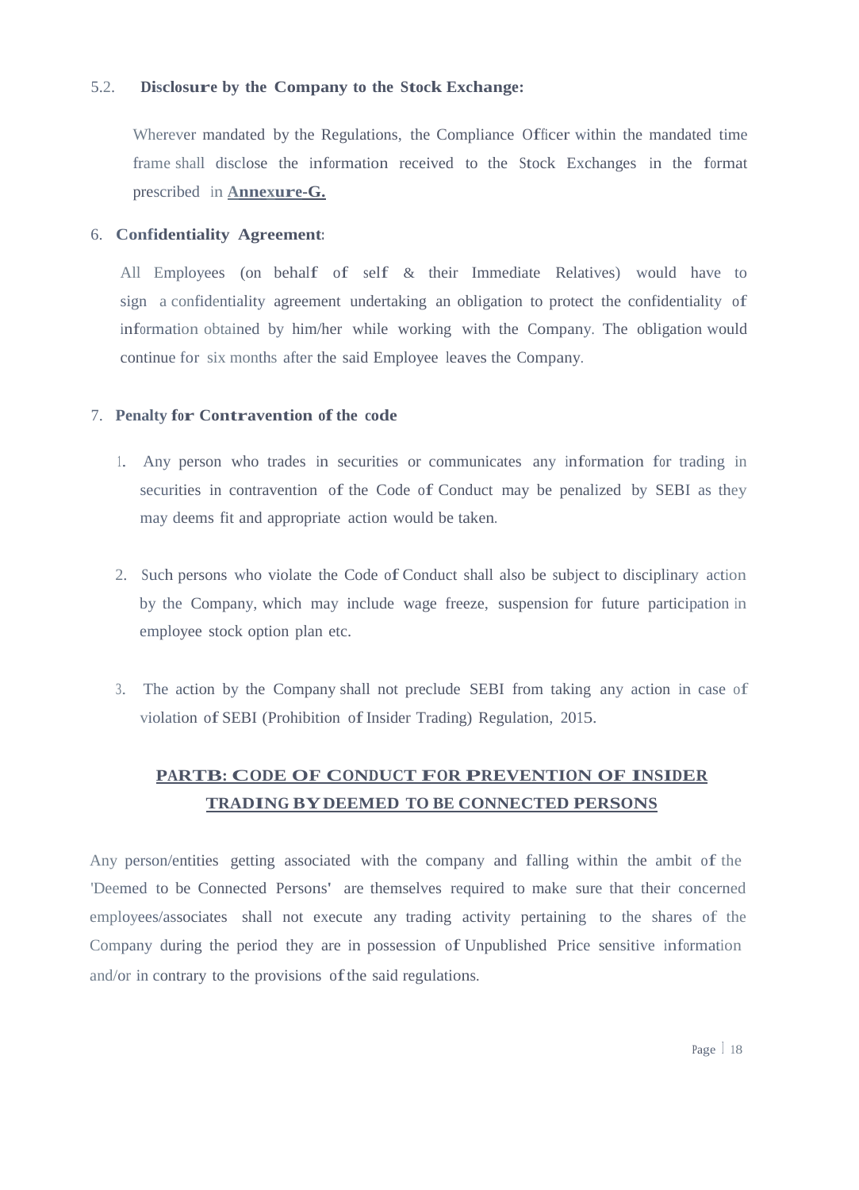5.2. **Disclosure by the Company to the Stock Exchange:**

Wherever mandated by the Regulations, the Compliance Officer within the mandated time frame shall disclose the information received to the Stock Exchanges in the format prescribed in **Annexure-G.**

6. **Confidentiality Agreement:**

All Employees (on behalf of self & their Immediate Relatives) would have to sign a confidentiality agreement undertaking an obligation to protect the confidentiality of information obtained by him/her while working with the Company. The obligation would continue for six months after the said Employee leaves the Company.

7. **Penalty for Contravention of the code**

1. Any person who trades in securities or communicates any information for trading in securities in contravention of the Code of Conduct may be penalized by SEBI as they may deems fit and appropriate action would be taken.

2. Such persons who violate the Code of Conduct shall also be subject to disciplinary action by the Company, which may include wage freeze, suspension for future participation in employee stock option plan etc.

3. The action by the Company shall not preclude SEBI from taking any action in case of violation of SEBI (Prohibition of Insider Trading) Regulation, 2015.

## PARTB: CODE OF CONDUCT FOR PREVENTION OF INSIDER TRADING BY DEEMED TO BE CONNECTED PERSONS

Any person/entities getting associated with the company and falling within the ambit of the 'Deemed to be Connected Persons' are themselves required to make sure that their concerned employees/associates shall not execute any trading activity pertaining to the shares of the Company during the period they are in possession of Unpublished Price sensitive information and/or in contrary to the provisions of the said regulations.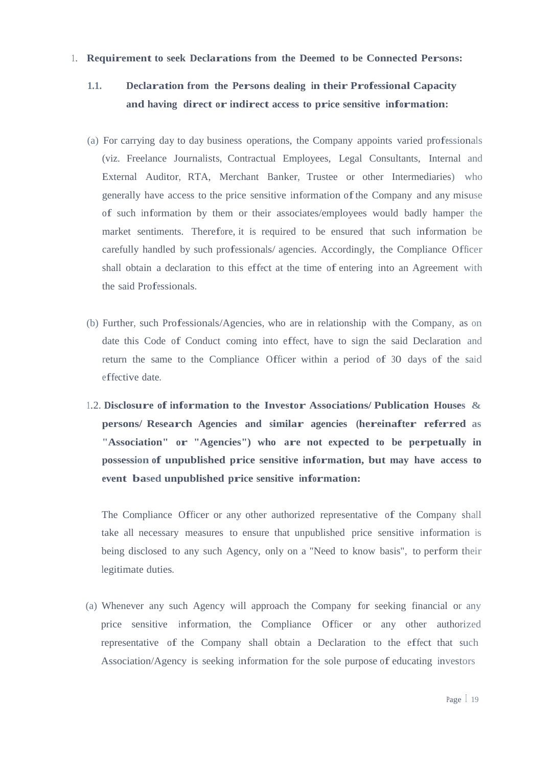1. **Requirement to seek Declarations from the Deemed to be Connected Persons:**

   **1.1. Declaration from the Persons dealing in their Professional Capacity and having direct or indirect access to price sensitive information:**

   (a) For carrying day to day business operations, the Company appoints varied professionals (viz. Freelance Journalists, Contractual Employees, Legal Consultants, Internal and External Auditor, RTA, Merchant Banker, Trustee or other Intermediaries) who generally have access to the price sensitive information of the Company and any misuse of such information by them or their associates/employees would badly hamper the market sentiments. Therefore, it is required to be ensured that such information be carefully handled by such professionals/ agencies. Accordingly, the Compliance Officer shall obtain a declaration to this effect at the time of entering into an Agreement with the said Professionals.

   (b) Further, such Professionals/Agencies, who are in relationship with the Company, as on date this Code of Conduct coming into effect, have to sign the said Declaration and return the same to the Compliance Officer within a period of 30 days of the said effective date.

   1.2. **Disclosure of information to the Investor Associations/ Publication Houses & persons/ Research Agencies and similar agencies (hereinafter referred as "Association" or "Agencies") who are not expected to be perpetually in possession of unpublished price sensitive information, but may have access to event based unpublished price sensitive information:**

   The Compliance Officer or any other authorized representative of the Company shall take all necessary measures to ensure that unpublished price sensitive information is being disclosed to any such Agency, only on a "Need to know basis", to perform their legitimate duties.

   (a) Whenever any such Agency will approach the Company for seeking financial or any price sensitive information, the Compliance Officer or any other authorized representative of the Company shall obtain a Declaration to the effect that such Association/Agency is seeking information for the sole purpose of educating investors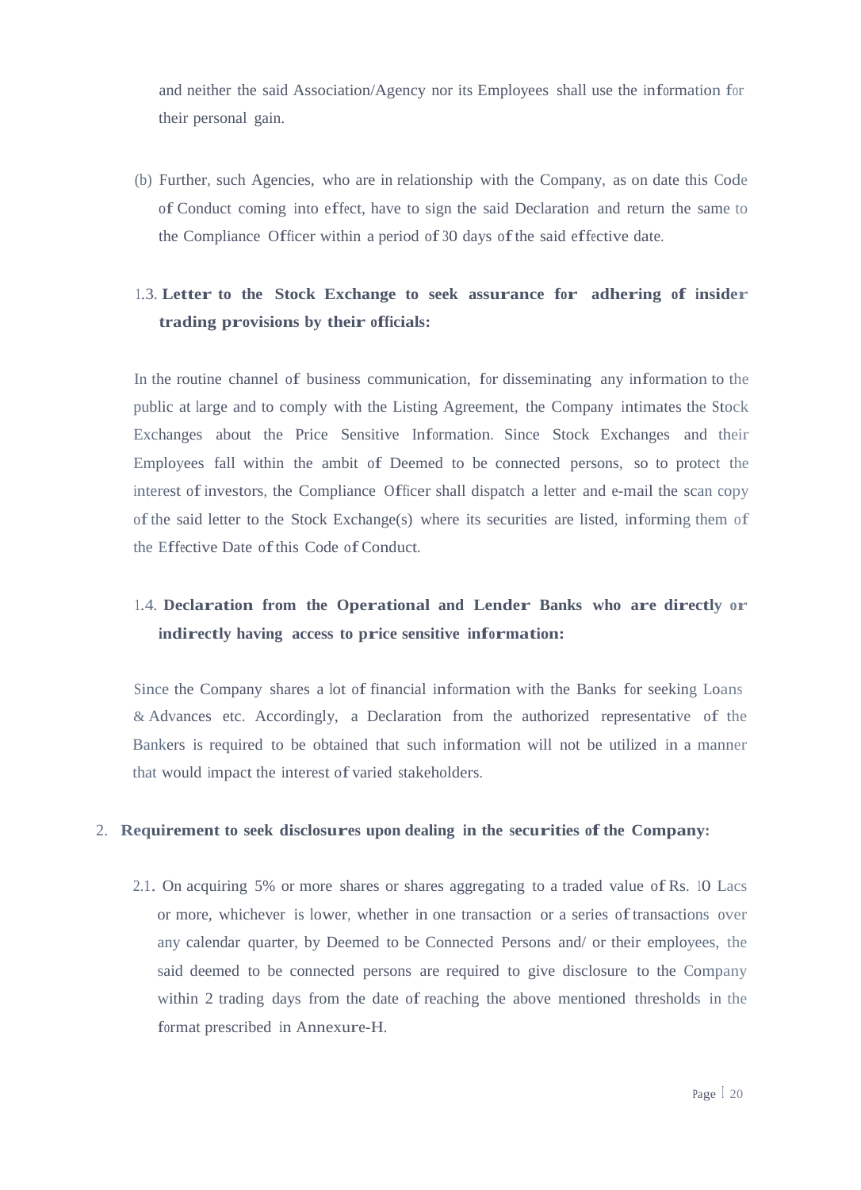and neither the said Association/Agency nor its Employees shall use the information for their personal gain.

(b) Further, such Agencies, who are in relationship with the Company, as on date this Code of Conduct coming into effect, have to sign the said Declaration and return the same to the Compliance Officer within a period of 30 days of the said effective date.

1.3. **Letter to the Stock Exchange to seek assurance for adhering of insider trading provisions by their officials:**

In the routine channel of business communication, for disseminating any information to the public at large and to comply with the Listing Agreement, the Company intimates the Stock Exchanges about the Price Sensitive Information. Since Stock Exchanges and their Employees fall within the ambit of Deemed to be connected persons, so to protect the interest of investors, the Compliance Officer shall dispatch a letter and e-mail the scan copy of the said letter to the Stock Exchange(s) where its securities are listed, informing them of the Effective Date of this Code of Conduct.

1.4. **Declaration from the Operational and Lender Banks who are directly or indirectly having access to price sensitive information:**

Since the Company shares a lot of financial information with the Banks for seeking Loans & Advances etc. Accordingly, a Declaration from the authorized representative of the Bankers is required to be obtained that such information will not be utilized in a manner that would impact the interest of varied stakeholders.

2. **Requirement to seek disclosures upon dealing in the securities of the Company:**

2.1. On acquiring 5% or more shares or shares aggregating to a traded value of Rs. 10 Lacs or more, whichever is lower, whether in one transaction or a series of transactions over any calendar quarter, by Deemed to be Connected Persons and/ or their employees, the said deemed to be connected persons are required to give disclosure to the Company within 2 trading days from the date of reaching the above mentioned thresholds in the format prescribed in Annexure-H.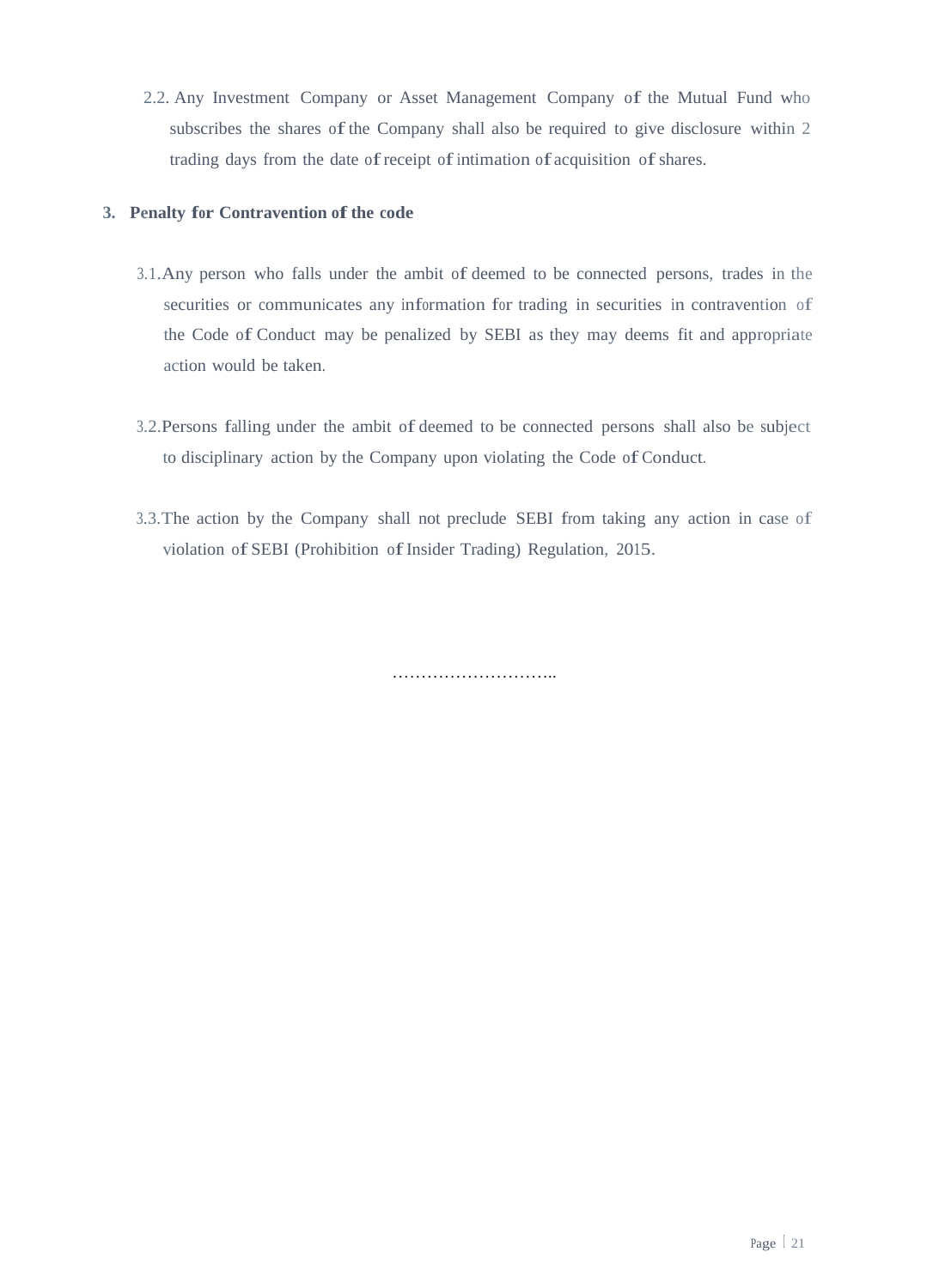2.2. Any Investment Company or Asset Management Company of the Mutual Fund who subscribes the shares of the Company shall also be required to give disclosure within 2 trading days from the date of receipt of intimation of acquisition of shares.

3. **Penalty for Contravention of the code**

3.1. Any person who falls under the ambit of deemed to be connected persons, trades in the securities or communicates any information for trading in securities in contravention of the Code of Conduct may be penalized by SEBI as they may deems fit and appropriate action would be taken.

3.2. Persons falling under the ambit of deemed to be connected persons shall also be subject to disciplinary action by the Company upon violating the Code of Conduct.

3.3. The action by the Company shall not preclude SEBI from taking any action in case of violation of SEBI (Prohibition of Insider Trading) Regulation, 2015.

………………………..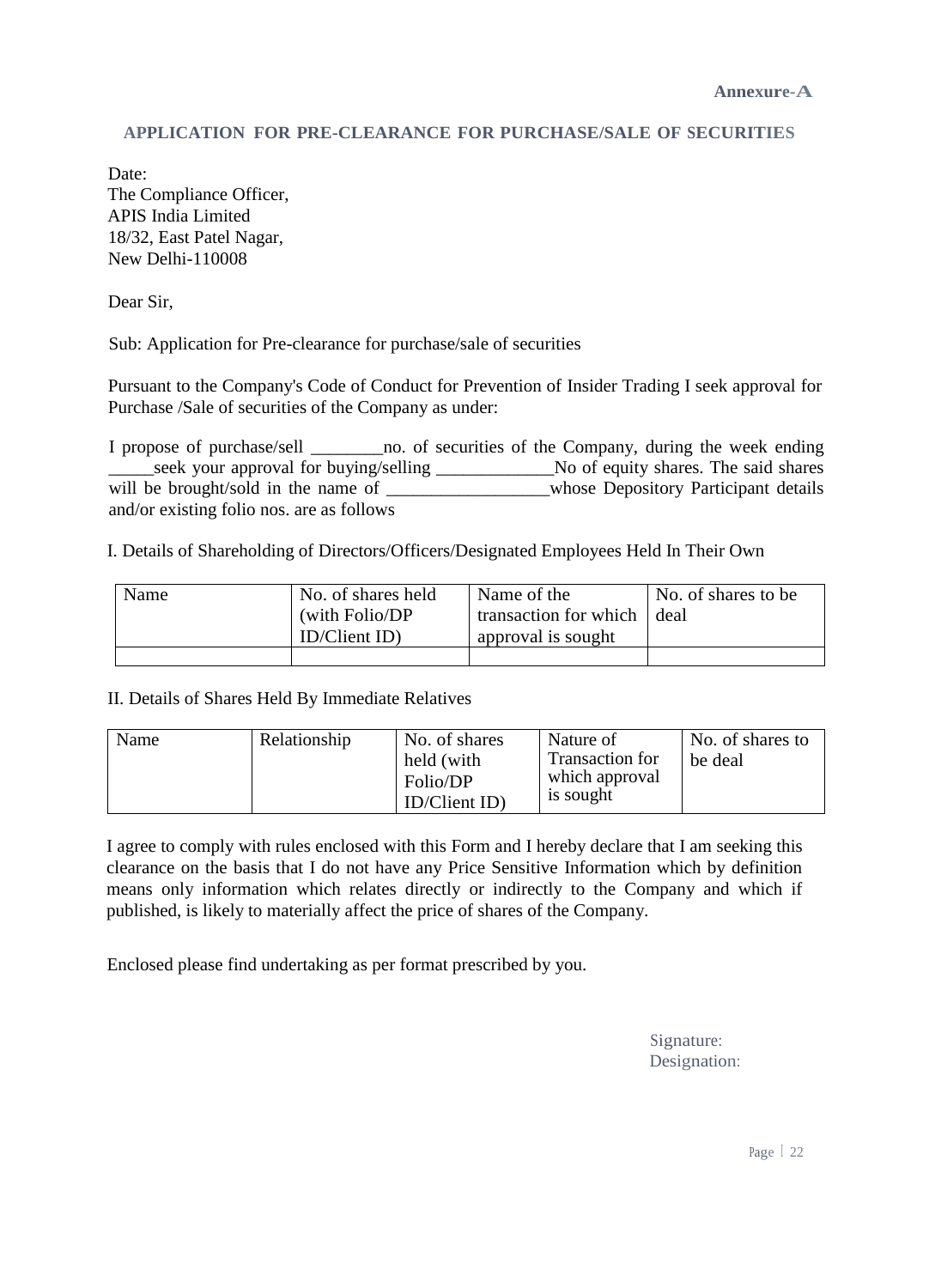Annexure-A

## APPLICATION FOR PRE-CLEARANCE FOR PURCHASE/SALE OF SECURITIES

Date:
The Compliance Officer,
APIS India Limited
18/32, East Patel Nagar,
New Delhi-110008

Dear Sir,

Sub: Application for Pre-clearance for purchase/sale of securities

Pursuant to the Company's Code of Conduct for Prevention of Insider Trading I seek approval for Purchase /Sale of securities of the Company as under:

I propose of purchase/sell ________no. of securities of the Company, during the week ending _____seek your approval for buying/selling _____________No of equity shares. The said shares will be brought/sold in the name of __________________whose Depository Participant details and/or existing folio nos. are as follows

I. Details of Shareholding of Directors/Officers/Designated Employees Held In Their Own

| Name | No. of shares held (with Folio/DP ID/Client ID) | Name of the transaction for which approval is sought | No. of shares to be deal |
|---|---|---|---|
| | | | |

II. Details of Shares Held By Immediate Relatives

| Name | Relationship | No. of shares held (with Folio/DP ID/Client ID) | Nature of Transaction for which approval is sought | No. of shares to be deal |
|---|---|---|---|---|

I agree to comply with rules enclosed with this Form and I hereby declare that I am seeking this clearance on the basis that I do not have any Price Sensitive Information which by definition means only information which relates directly or indirectly to the Company and which if published, is likely to materially affect the price of shares of the Company.

Enclosed please find undertaking as per format prescribed by you.

Signature:
Designation: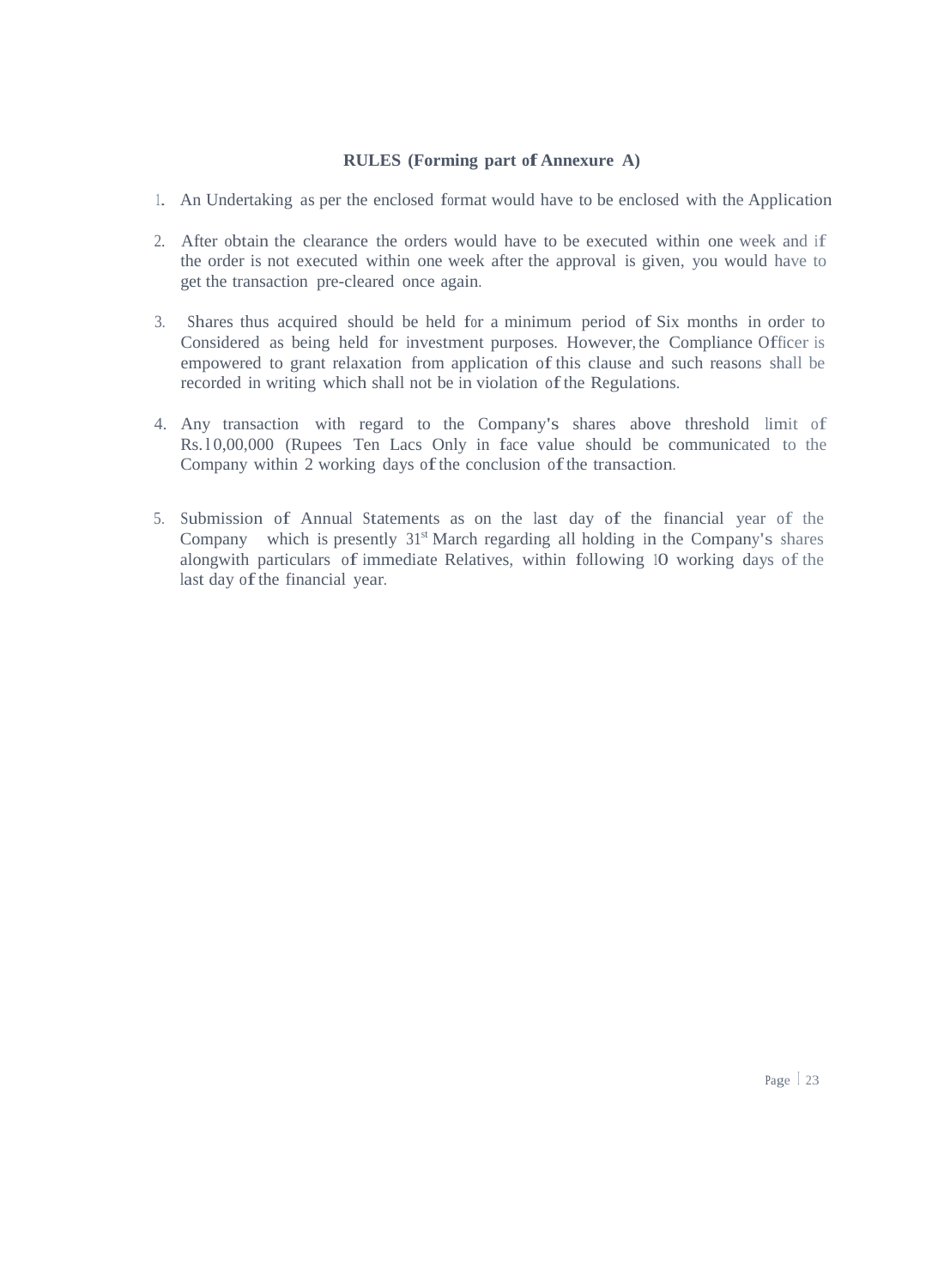**RULES (Forming part of Annexure A)**

1. An Undertaking as per the enclosed format would have to be enclosed with the Application

2. After obtain the clearance the orders would have to be executed within one week and if the order is not executed within one week after the approval is given, you would have to get the transaction pre-cleared once again.

3. Shares thus acquired should be held for a minimum period of Six months in order to Considered as being held for investment purposes. However, the Compliance Officer is empowered to grant relaxation from application of this clause and such reasons shall be recorded in writing which shall not be in violation of the Regulations.

4. Any transaction with regard to the Company's shares above threshold limit of Rs.10,00,000 (Rupees Ten Lacs Only in face value should be communicated to the Company within 2 working days of the conclusion of the transaction.

5. Submission of Annual Statements as on the last day of the financial year of the Company which is presently 31st March regarding all holding in the Company's shares alongwith particulars of immediate Relatives, within following 10 working days of the last day of the financial year.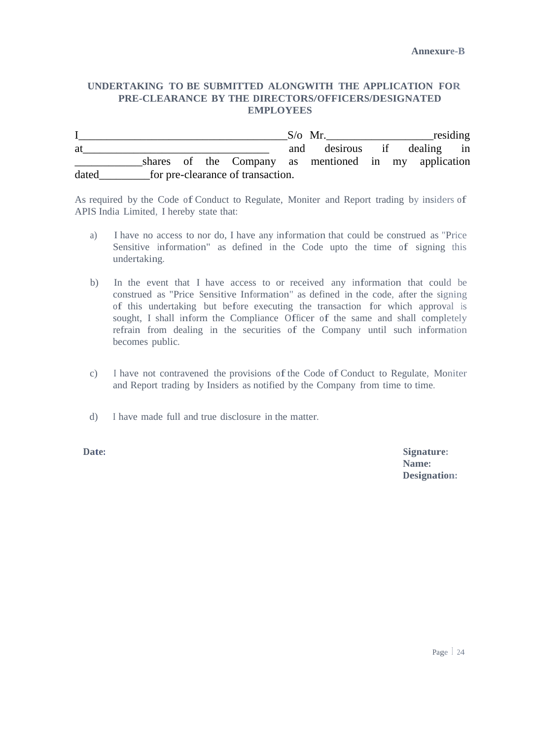**Annexure-B**

**UNDERTAKING TO BE SUBMITTED ALONGWITH THE APPLICATION FOR PRE-CLEARANCE BY THE DIRECTORS/OFFICERS/DESIGNATED EMPLOYEES**

I_____________________________________S/o Mr.___________________residing at_________________________________ and desirous if dealing in ____________shares of the Company as mentioned in my application dated_________for pre-clearance of transaction.

As required by the Code of Conduct to Regulate, Moniter and Report trading by insiders of APIS India Limited, I hereby state that:

a) I have no access to nor do, I have any information that could be construed as "Price Sensitive information" as defined in the Code upto the time of signing this undertaking.

b) In the event that I have access to or received any information that could be construed as "Price Sensitive Information" as defined in the code, after the signing of this undertaking but before executing the transaction for which approval is sought, I shall inform the Compliance Officer of the same and shall completely refrain from dealing in the securities of the Company until such information becomes public.

c) I have not contravened the provisions of the Code of Conduct to Regulate, Moniter and Report trading by Insiders as notified by the Company from time to time.

d) I have made full and true disclosure in the matter.

**Date:**

**Signature:**
**Name:**
**Designation:**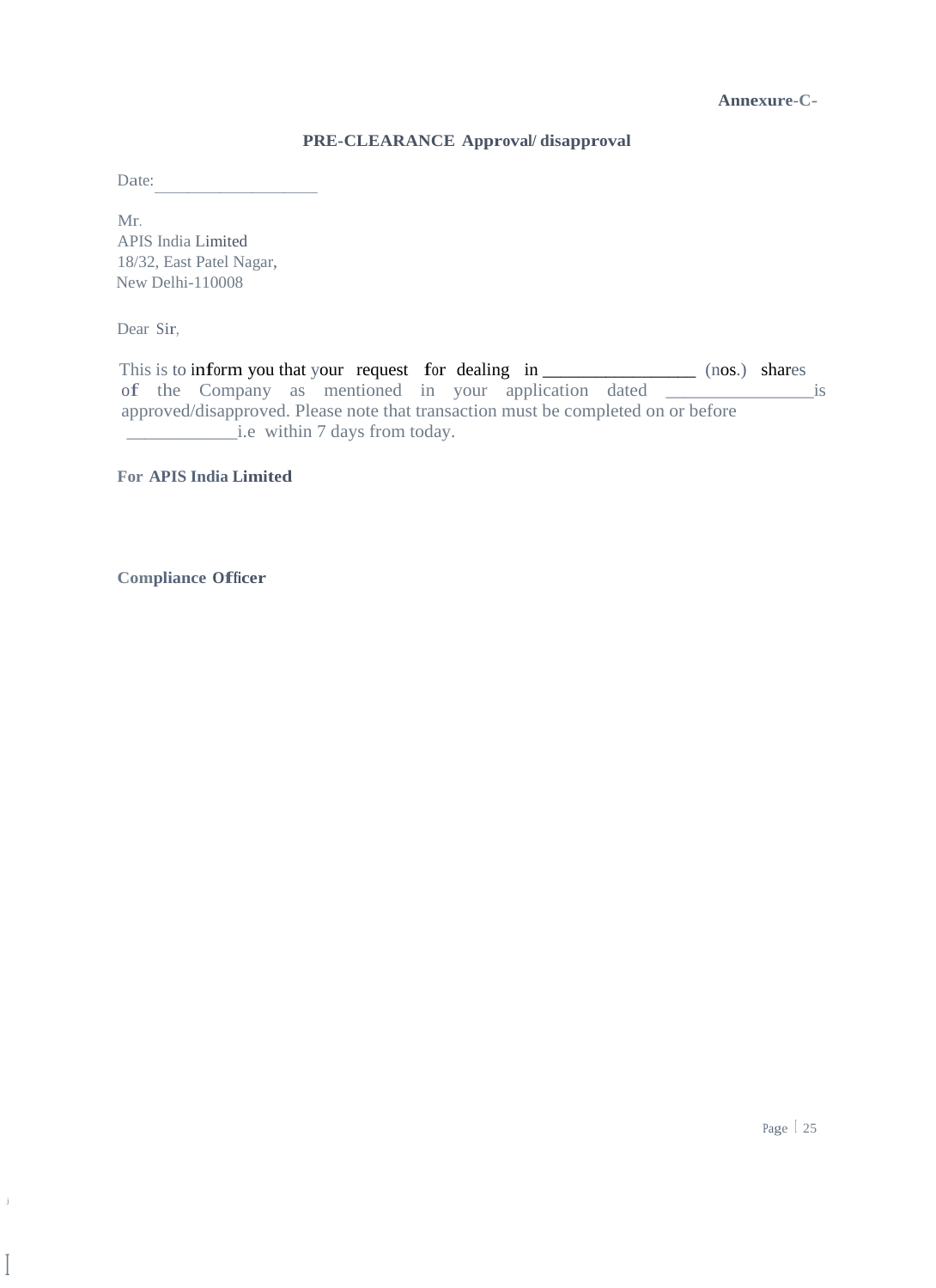**Annexure-C-**

## PRE-CLEARANCE Approval/ disapproval

Date:__________________

Mr.
APIS India Limited
18/32, East Patel Nagar,
New Delhi-110008

Dear Sir,

This is to inform you that your request for dealing in ________________ (nos.) shares of the Company as mentioned in your application dated ________________is approved/disapproved. Please note that transaction must be completed on or before ____________i.e within 7 days from today.

**For APIS India Limited**

**Compliance Officer**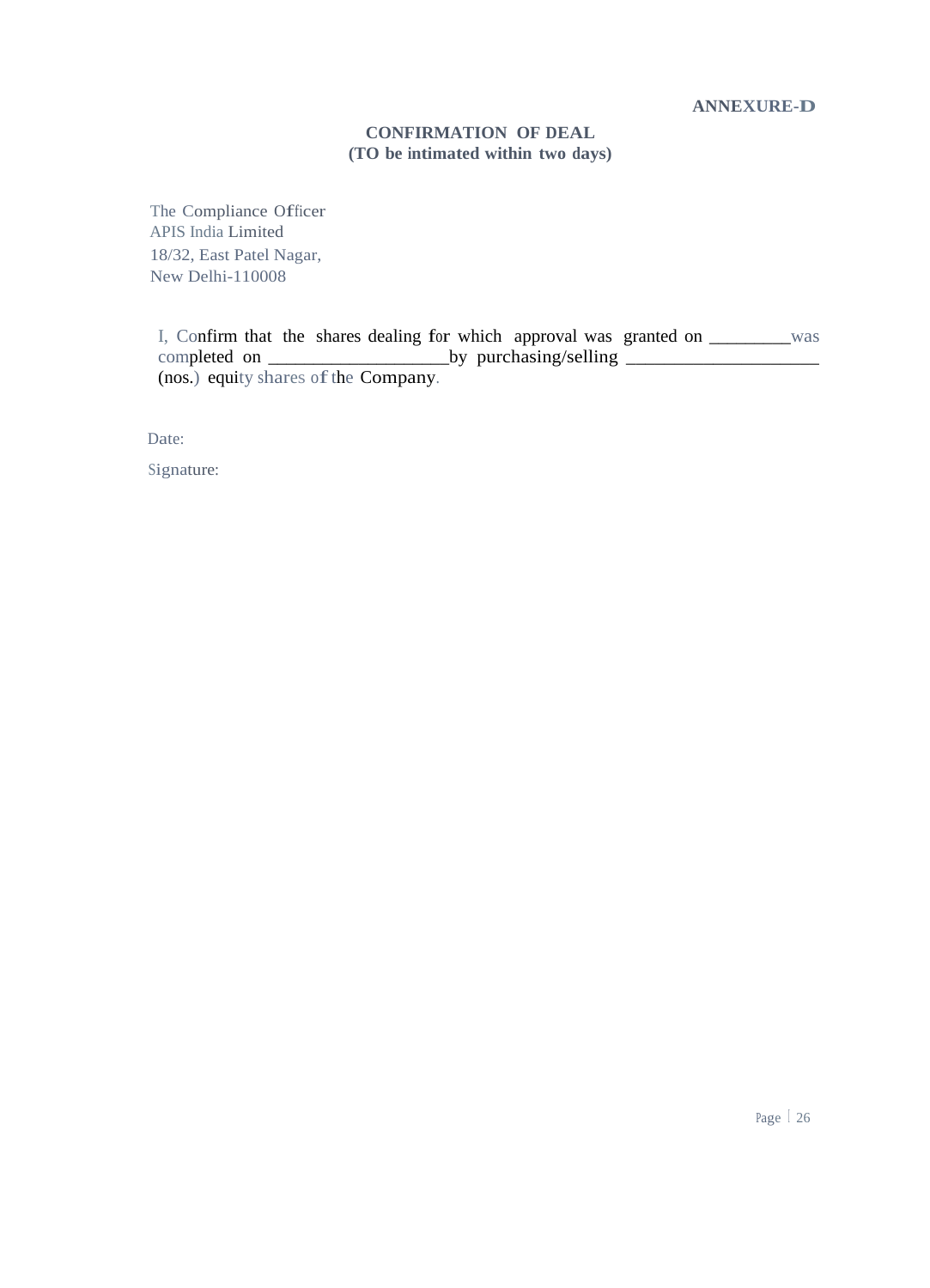**ANNEXURE-D**

**CONFIRMATION OF DEAL**
**(TO be intimated within two days)**

The Compliance Officer
APIS India Limited
18/32, East Patel Nagar,
New Delhi-110008

I, Confirm that the shares dealing for which approval was granted on _________was completed on ___________________by purchasing/selling ____________________ (nos.) equity shares of the Company.

Date:

Signature: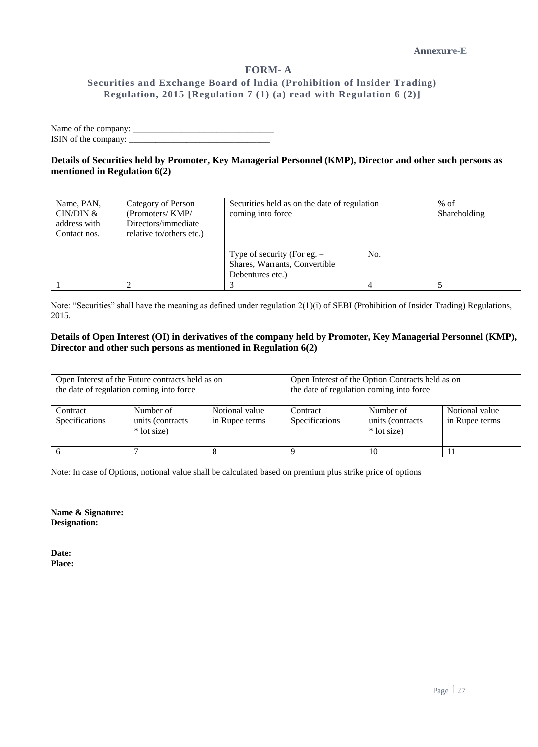Annexure-E

# FORM- A

## Securities and Exchange Board of India (Prohibition of Insider Trading) Regulation, 2015 [Regulation 7 (1) (a) read with Regulation 6 (2)]

Name of the company: ________________________________
ISIN of the company: ________________________________

**Details of Securities held by Promoter, Key Managerial Personnel (KMP), Director and other such persons as mentioned in Regulation 6(2)**

| Name, PAN, CIN/DIN & address with Contact nos. | Category of Person (Promoters/ KMP/ Directors/immediate relative to/others etc.) | Securities held as on the date of regulation coming into force | | % of Shareholding |
|---|---|---|---|---|
| | | Type of security (For eg. – Shares, Warrants, Convertible Debentures etc.) | No. | |
| 1 | 2 | 3 | 4 | 5 |

Note: "Securities" shall have the meaning as defined under regulation 2(1)(i) of SEBI (Prohibition of Insider Trading) Regulations, 2015.

**Details of Open Interest (OI) in derivatives of the company held by Promoter, Key Managerial Personnel (KMP), Director and other such persons as mentioned in Regulation 6(2)**

| Open Interest of the Future contracts held as on the date of regulation coming into force | | | Open Interest of the Option Contracts held as on the date of regulation coming into force | | |
|---|---|---|---|---|---|
| Contract Specifications | Number of units (contracts * lot size) | Notional value in Rupee terms | Contract Specifications | Number of units (contracts * lot size) | Notional value in Rupee terms |
| 6 | 7 | 8 | 9 | 10 | 11 |

Note: In case of Options, notional value shall be calculated based on premium plus strike price of options

**Name & Signature:**
**Designation:**

**Date:**
**Place:**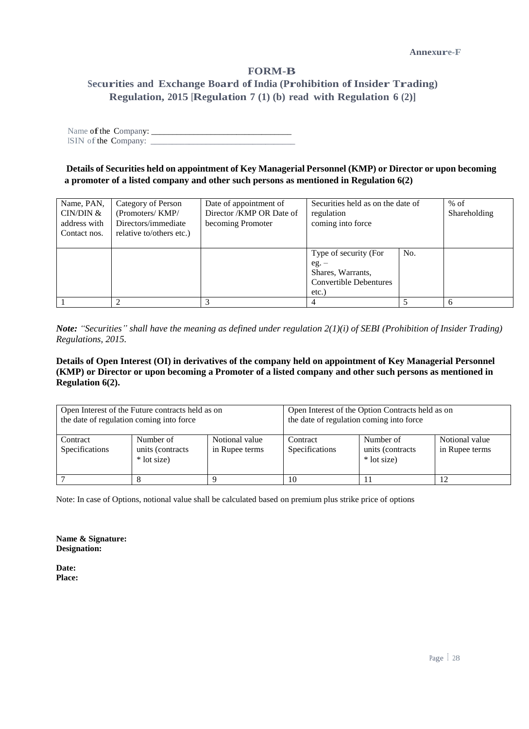**Annexure-F**

# FORM-B

## Securities and Exchange Board of India (Prohibition of Insider Trading) Regulation, 2015 [Regulation 7 (1) (b) read with Regulation 6 (2)]

Name of the Company: _______________________________

ISIN of the Company: _________________________________

**Details of Securities held on appointment of Key Managerial Personnel (KMP) or Director or upon becoming a promoter of a listed company and other such persons as mentioned in Regulation 6(2)**

| Name, PAN, CIN/DIN & address with Contact nos. | Category of Person (Promoters/ KMP/ Directors/immediate relative to/others etc.) | Date of appointment of Director /KMP OR Date of becoming Promoter | Securities held as on the date of regulation coming into force | | % of Shareholding |
|---|---|---|---|---|---|
| | | | Type of security (For eg. – Shares, Warrants, Convertible Debentures etc.) | No. | |
| 1 | 2 | 3 | 4 | 5 | 6 |

***Note:*** *"Securities" shall have the meaning as defined under regulation 2(1)(i) of SEBI (Prohibition of Insider Trading) Regulations, 2015.*

**Details of Open Interest (OI) in derivatives of the company held on appointment of Key Managerial Personnel (KMP) or Director or upon becoming a Promoter of a listed company and other such persons as mentioned in Regulation 6(2).**

| Open Interest of the Future contracts held as on the date of regulation coming into force | | | Open Interest of the Option Contracts held as on the date of regulation coming into force | | |
|---|---|---|---|---|---|
| Contract Specifications | Number of units (contracts * lot size) | Notional value in Rupee terms | Contract Specifications | Number of units (contracts * lot size) | Notional value in Rupee terms |
| 7 | 8 | 9 | 10 | 11 | 12 |

Note: In case of Options, notional value shall be calculated based on premium plus strike price of options

**Name & Signature:**
**Designation:**

**Date:**
**Place:**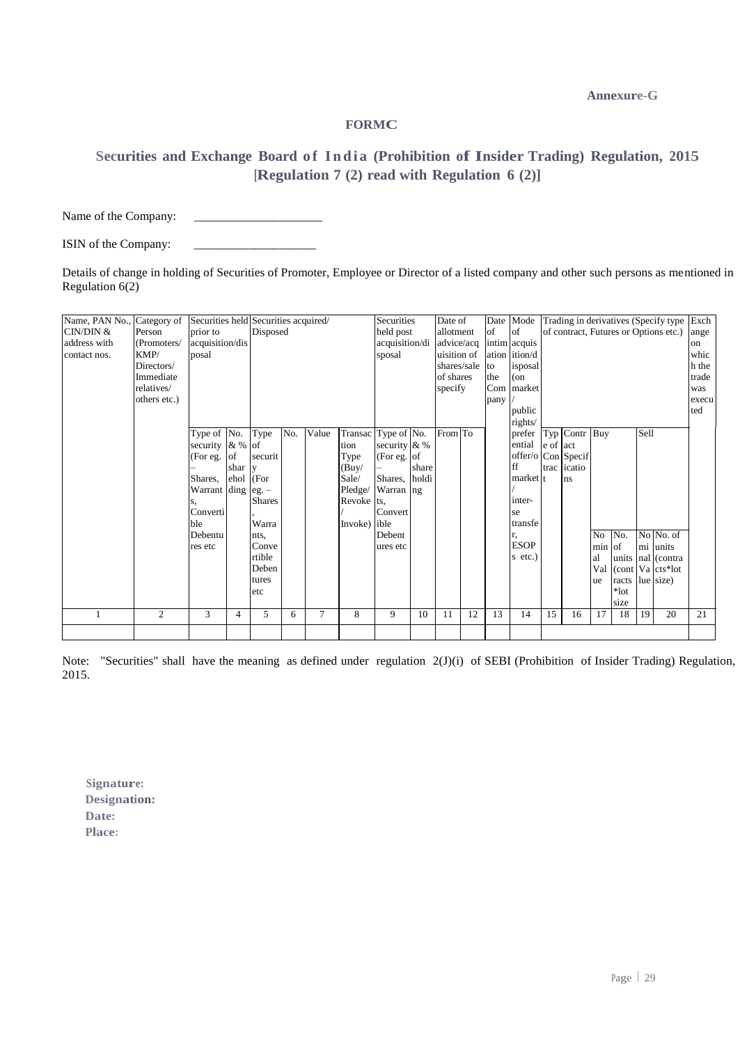Annexure-G

**FORMC**

## Securities and Exchange Board of India (Prohibition of Insider Trading) Regulation, 2015 [Regulation 7 (2) read with Regulation 6 (2)]

Name of the Company: ____________________

ISIN of the Company: ____________________

Details of change in holding of Securities of Promoter, Employee or Director of a listed company and other such persons as mentioned in Regulation 6(2)

| Name, PAN No., CIN/DIN & address with contact nos. | Category of Person (Promoters/ KMP/ Directors/ Immediate relatives/ others etc.) | Securities held prior to acquisition/disposal | | Securities acquired/ Disposed | | | | Securities held post acquisition/disposal | | Date of allotment advice/acquisition of shares/sale of shares specify | | Date of intimation to the Company | Mode of acquisition/disposal (on market/ public rights/ preferential offer/off market/ inter-se transfer, ESOPs etc.) | Trading in derivatives (Specify type of contract, Futures or Options etc.) | | | | | | Exchange on which the trade was executed |
|---|---|---|---|---|---|---|---|---|---|---|---|---|---|---|---|---|---|---|---|---|
| | | Type of security (For eg. – Shares, Warrants, Convertible Debentures etc | No. & % of shareholding | Type of security (For eg. – Shares, Warrants, Convertible Debentures etc | No. | Value | Transaction Type (Buy/ Sale/ Pledge/ Revoke/ Invoke) | Type of security (For eg. – Shares, Warrants, Convertible Debentures etc | No. & % of shareholding | From | To | | | Type of Contract | Contract Specifications | Buy | | Sell | | |
| | | | | | | | | | | | | | | | | Nominal Value | No. of units (contracts *lot size) | Nominal Value | No. of units (contracts*lot size) | |
| 1 | 2 | 3 | 4 | 5 | 6 | 7 | 8 | 9 | 10 | 11 | 12 | 13 | 14 | 15 | 16 | 17 | 18 | 19 | 20 | 21 |
| | | | | | | | | | | | | | | | | | | | | |

Note: "Securities" shall have the meaning as defined under regulation 2(J)(i) of SEBI (Prohibition of Insider Trading) Regulation, 2015.

**Signature:**
**Designation:**
**Date:**
**Place:**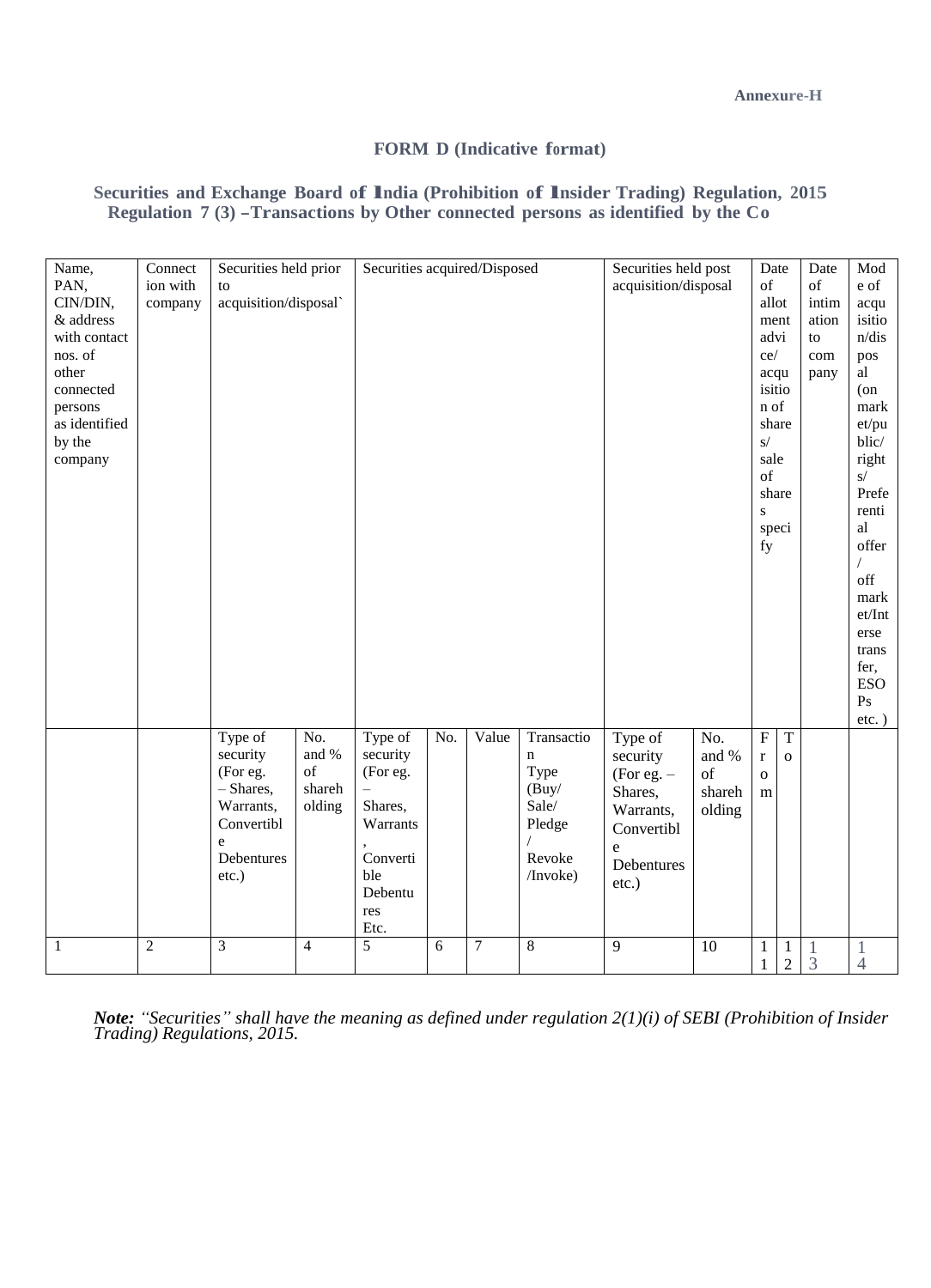**Annexure-H**

## FORM D (Indicative format)

### Securities and Exchange Board of India (Prohibition of Insider Trading) Regulation, 2015
### Regulation 7 (3) –Transactions by Other connected persons as identified by the Co

| Name, PAN, CIN/DIN, & address with contact nos. of other connected persons as identified by the company | Connection with company | Securities held prior to acquisition/disposal` | | Securities acquired/Disposed | | | | Securities held post acquisition/disposal | | Date of allotment advice/ acquisition of shares/ sale of shares specify | | Date of intimation to company | Mode of acquisition/disposal (on market/public/ rights/ Preferential offer / off market/Interse transfer, ESOPs etc. ) |
|---|---|---|---|---|---|---|---|---|---|---|---|---|---|
| | | Type of security (For eg. – Shares, Warrants, Convertible Debentures etc.) | No. and % of shareholding | Type of security (For eg. – Shares, Warrants, Convertible Debentures Etc. | No. | Value | Transaction Type (Buy/ Sale/ Pledge / Revoke /Invoke) | Type of security (For eg. – Shares, Warrants, Convertible Debentures etc.) | No. and % of shareholding | From | To | | |
| 1 | 2 | 3 | 4 | 5 | 6 | 7 | 8 | 9 | 10 | 11 | 12 | 13 | 14 |

***Note:** "Securities" shall have the meaning as defined under regulation 2(1)(i) of SEBI (Prohibition of Insider Trading) Regulations, 2015.*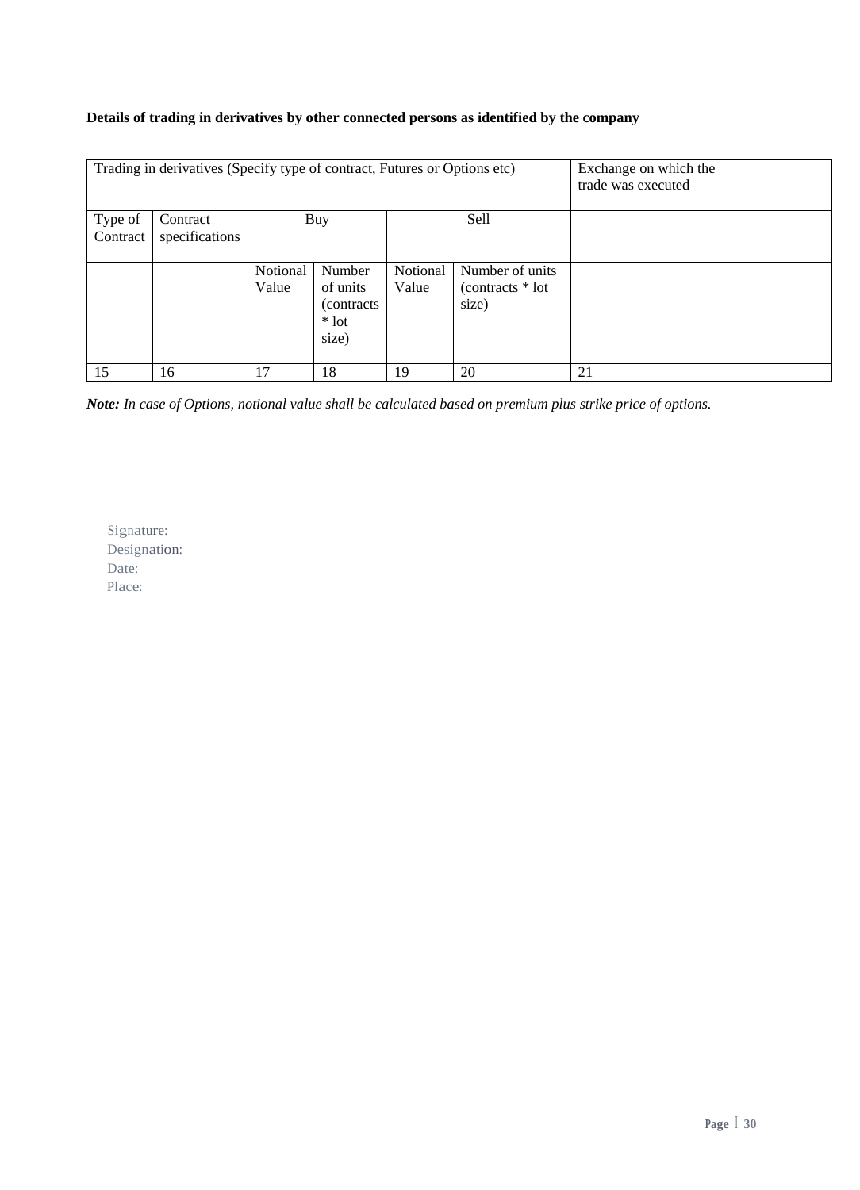**Details of trading in derivatives by other connected persons as identified by the company**

| Trading in derivatives (Specify type of contract, Futures or Options etc) | | | | | | Exchange on which the trade was executed |
|---|---|---|---|---|---|---|
| Type of Contract | Contract specifications | Buy | | Sell | | |
| | | Notional Value | Number of units (contracts * lot size) | Notional Value | Number of units (contracts * lot size) | |
| 15 | 16 | 17 | 18 | 19 | 20 | 21 |

***Note:*** *In case of Options, notional value shall be calculated based on premium plus strike price of options.*

Signature:
Designation:
Date:
Place: